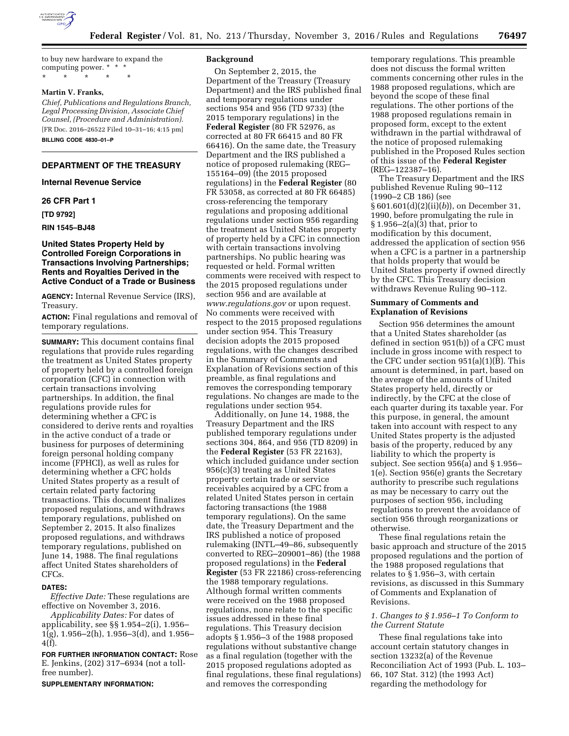to buy new hardware to expand the computing power. * * *

\* \* \* \* \*

**Martin V. Franks,**

*Chief, Publications and Regulations Branch, Legal Processing Division, Associate Chief Counsel, (Procedure and Administration).*

[FR Doc. 2016–26522 Filed 10–31–16; 4:15 pm]

**BILLING CODE 4830–01–P**

## DEPARTMENT OF THE TREASURY

### Internal Revenue Service

### 26 CFR Part 1

### [TD 9792]

### RIN 1545–BJ48

## United States Property Held by Controlled Foreign Corporations in Transactions Involving Partnerships; Rents and Royalties Derived in the Active Conduct of a Trade or Business

**AGENCY:** Internal Revenue Service (IRS), Treasury.

**ACTION:** Final regulations and removal of temporary regulations.

**SUMMARY:** This document contains final regulations that provide rules regarding the treatment as United States property of property held by a controlled foreign corporation (CFC) in connection with certain transactions involving partnerships. In addition, the final regulations provide rules for determining whether a CFC is considered to derive rents and royalties in the active conduct of a trade or business for purposes of determining foreign personal holding company income (FPHCI), as well as rules for determining whether a CFC holds United States property as a result of certain related party factoring transactions. This document finalizes proposed regulations, and withdraws temporary regulations, published on September 2, 2015. It also finalizes proposed regulations, and withdraws temporary regulations, published on June 14, 1988. The final regulations affect United States shareholders of CFCs.

**DATES:**

*Effective Date:* These regulations are effective on November 3, 2016.

*Applicability Dates:* For dates of applicability, see §§ 1.954–2(i), 1.956–1(g), 1.956–2(h), 1.956–3(d), and 1.956–4(f).

**FOR FURTHER INFORMATION CONTACT:** Rose E. Jenkins, (202) 317–6934 (not a toll-free number).

**SUPPLEMENTARY INFORMATION:**

**Background**

On September 2, 2015, the Department of the Treasury (Treasury Department) and the IRS published final and temporary regulations under sections 954 and 956 (TD 9733) (the 2015 temporary regulations) in the **Federal Register** (80 FR 52976, as corrected at 80 FR 66415 and 80 FR 66416). On the same date, the Treasury Department and the IRS published a notice of proposed rulemaking (REG–155164–09) (the 2015 proposed regulations) in the **Federal Register** (80 FR 53058, as corrected at 80 FR 66485) cross-referencing the temporary regulations and proposing additional regulations under section 956 regarding the treatment as United States property of property held by a CFC in connection with certain transactions involving partnerships. No public hearing was requested or held. Formal written comments were received with respect to the 2015 proposed regulations under section 956 and are available at *www.regulations.gov* or upon request. No comments were received with respect to the 2015 proposed regulations under section 954. This Treasury decision adopts the 2015 proposed regulations, with the changes described in the Summary of Comments and Explanation of Revisions section of this preamble, as final regulations and removes the corresponding temporary regulations. No changes are made to the regulations under section 954.

Additionally, on June 14, 1988, the Treasury Department and the IRS published temporary regulations under sections 304, 864, and 956 (TD 8209) in the **Federal Register** (53 FR 22163), which included guidance under section 956(c)(3) treating as United States property certain trade or service receivables acquired by a CFC from a related United States person in certain factoring transactions (the 1988 temporary regulations). On the same date, the Treasury Department and the IRS published a notice of proposed rulemaking (INTL–49–86, subsequently converted to REG–209001–86) (the 1988 proposed regulations) in the **Federal Register** (53 FR 22186) cross-referencing the 1988 temporary regulations. Although formal written comments were received on the 1988 proposed regulations, none relate to the specific issues addressed in these final regulations. This Treasury decision adopts § 1.956–3 of the 1988 proposed regulations without substantive change as a final regulation (together with the 2015 proposed regulations adopted as final regulations, these final regulations) and removes the corresponding temporary regulations. This preamble does not discuss the formal written comments concerning other rules in the 1988 proposed regulations, which are beyond the scope of these final regulations. The other portions of the 1988 proposed regulations remain in proposed form, except to the extent withdrawn in the partial withdrawal of the notice of proposed rulemaking published in the Proposed Rules section of this issue of the **Federal Register** (REG–122387–16).

The Treasury Department and the IRS published Revenue Ruling 90–112 (1990–2 CB 186) (see § 601.601(d)(2)(ii)(*b*)), on December 31, 1990, before promulgating the rule in § 1.956–2(a)(3) that, prior to modification by this document, addressed the application of section 956 when a CFC is a partner in a partnership that holds property that would be United States property if owned directly by the CFC. This Treasury decision withdraws Revenue Ruling 90–112.

**Summary of Comments and Explanation of Revisions**

Section 956 determines the amount that a United States shareholder (as defined in section 951(b)) of a CFC must include in gross income with respect to the CFC under section 951(a)(1)(B). This amount is determined, in part, based on the average of the amounts of United States property held, directly or indirectly, by the CFC at the close of each quarter during its taxable year. For this purpose, in general, the amount taken into account with respect to any United States property is the adjusted basis of the property, reduced by any liability to which the property is subject. See section 956(a) and § 1.956–1(e). Section 956(e) grants the Secretary authority to prescribe such regulations as may be necessary to carry out the purposes of section 956, including regulations to prevent the avoidance of section 956 through reorganizations or otherwise.

These final regulations retain the basic approach and structure of the 2015 proposed regulations and the portion of the 1988 proposed regulations that relates to § 1.956–3, with certain revisions, as discussed in this Summary of Comments and Explanation of Revisions.

*1. Changes to § 1.956–1 To Conform to the Current Statute*

These final regulations take into account certain statutory changes in section 13232(a) of the Revenue Reconciliation Act of 1993 (Pub. L. 103–66, 107 Stat. 312) (the 1993 Act) regarding the methodology for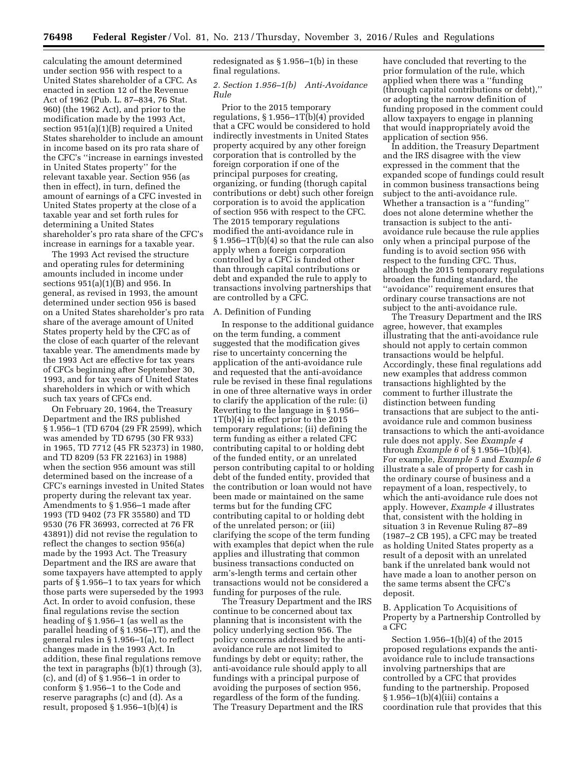calculating the amount determined under section 956 with respect to a United States shareholder of a CFC. As enacted in section 12 of the Revenue Act of 1962 (Pub. L. 87–834, 76 Stat. 960) (the 1962 Act), and prior to the modification made by the 1993 Act, section 951(a)(1)(B) required a United States shareholder to include an amount in income based on its pro rata share of the CFC's "increase in earnings invested in United States property" for the relevant taxable year. Section 956 (as then in effect), in turn, defined the amount of earnings of a CFC invested in United States property at the close of a taxable year and set forth rules for determining a United States shareholder's pro rata share of the CFC's increase in earnings for a taxable year.

The 1993 Act revised the structure and operating rules for determining amounts included in income under sections 951(a)(1)(B) and 956. In general, as revised in 1993, the amount determined under section 956 is based on a United States shareholder's pro rata share of the average amount of United States property held by the CFC as of the close of each quarter of the relevant taxable year. The amendments made by the 1993 Act are effective for tax years of CFCs beginning after September 30, 1993, and for tax years of United States shareholders in which or with which such tax years of CFCs end.

On February 20, 1964, the Treasury Department and the IRS published § 1.956–1 (TD 6704 (29 FR 2599), which was amended by TD 6795 (30 FR 933) in 1965, TD 7712 (45 FR 52373) in 1980, and TD 8209 (53 FR 22163) in 1988) when the section 956 amount was still determined based on the increase of a CFC's earnings invested in United States property during the relevant tax year. Amendments to § 1.956–1 made after 1993 (TD 9402 (73 FR 35580) and TD 9530 (76 FR 36993, corrected at 76 FR 43891)) did not revise the regulation to reflect the changes to section 956(a) made by the 1993 Act. The Treasury Department and the IRS are aware that some taxpayers have attempted to apply parts of § 1.956–1 to tax years for which those parts were superseded by the 1993 Act. In order to avoid confusion, these final regulations revise the section heading of § 1.956–1 (as well as the parallel heading of § 1.956–1T), and the general rules in § 1.956–1(a), to reflect changes made in the 1993 Act. In addition, these final regulations remove the text in paragraphs (b)(1) through (3), (c), and (d) of § 1.956–1 in order to conform § 1.956–1 to the Code and reserve paragraphs (c) and (d). As a result, proposed § 1.956–1(b)(4) is redesignated as § 1.956–1(b) in these final regulations.

### *2. Section 1.956–1(b) Anti-Avoidance Rule*

Prior to the 2015 temporary regulations, § 1.956–1T(b)(4) provided that a CFC would be considered to hold indirectly investments in United States property acquired by any other foreign corporation that is controlled by the foreign corporation if one of the principal purposes for creating, organizing, or funding (thorugh capital contributions or debt) such other foreign corporation is to avoid the application of section 956 with respect to the CFC. The 2015 temporary regulations modified the anti-avoidance rule in § 1.956–1T(b)(4) so that the rule can also apply when a foreign corporation controlled by a CFC is funded other than through capital contributions or debt and expanded the rule to apply to transactions involving partnerships that are controlled by a CFC.

#### A. Definition of Funding

In response to the additional guidance on the term funding, a comment suggested that the modification gives rise to uncertainty concerning the application of the anti-avoidance rule and requested that the anti-avoidance rule be revised in these final regulations in one of three alternative ways in order to clarify the application of the rule: (i) Reverting to the language in § 1.956–1T(b)(4) in effect prior to the 2015 temporary regulations; (ii) defining the term funding as either a related CFC contributing capital to or holding debt of the funded entity, or an unrelated person contributing capital to or holding debt of the funded entity, provided that the contribution or loan would not have been made or maintained on the same terms but for the funding CFC contributing capital to or holding debt of the unrelated person; or (iii) clarifying the scope of the term funding with examples that depict when the rule applies and illustrating that common business transactions conducted on arm's-length terms and certain other transactions would not be considered a funding for purposes of the rule.

The Treasury Department and the IRS continue to be concerned about tax planning that is inconsistent with the policy underlying section 956. The policy concerns addressed by the anti-avoidance rule are not limited to fundings by debt or equity; rather, the anti-avoidance rule should apply to all fundings with a principal purpose of avoiding the purposes of section 956, regardless of the form of the funding. The Treasury Department and the IRS have concluded that reverting to the prior formulation of the rule, which applied when there was a "funding (through capital contributions or debt)," or adopting the narrow definition of funding proposed in the comment could allow taxpayers to engage in planning that would inappropriately avoid the application of section 956.

In addition, the Treasury Department and the IRS disagree with the view expressed in the comment that the expanded scope of fundings could result in common business transactions being subject to the anti-avoidance rule. Whether a transaction is a "funding" does not alone determine whether the transaction is subject to the anti-avoidance rule because the rule applies only when a principal purpose of the funding is to avoid section 956 with respect to the funding CFC. Thus, although the 2015 temporary regulations broaden the funding standard, the "avoidance" requirement ensures that ordinary course transactions are not subject to the anti-avoidance rule.

The Treasury Department and the IRS agree, however, that examples illustrating that the anti-avoidance rule should not apply to certain common transactions would be helpful. Accordingly, these final regulations add new examples that address common transactions highlighted by the comment to further illustrate the distinction between funding transactions that are subject to the anti-avoidance rule and common business transactions to which the anti-avoidance rule does not apply. See *Example 4* through *Example 6* of § 1.956–1(b)(4). For example, *Example 5* and *Example 6* illustrate a sale of property for cash in the ordinary course of business and a repayment of a loan, respectively, to which the anti-avoidance rule does not apply. However, *Example 4* illustrates that, consistent with the holding in situation 3 in Revenue Ruling 87–89 (1987–2 CB 195), a CFC may be treated as holding United States property as a result of a deposit with an unrelated bank if the unrelated bank would not have made a loan to another person on the same terms absent the CFC's deposit.

#### B. Application To Acquisitions of Property by a Partnership Controlled by a CFC

Section 1.956–1(b)(4) of the 2015 proposed regulations expands the anti-avoidance rule to include transactions involving partnerships that are controlled by a CFC that provides funding to the partnership. Proposed § 1.956–1(b)(4)(iii) contains a coordination rule that provides that this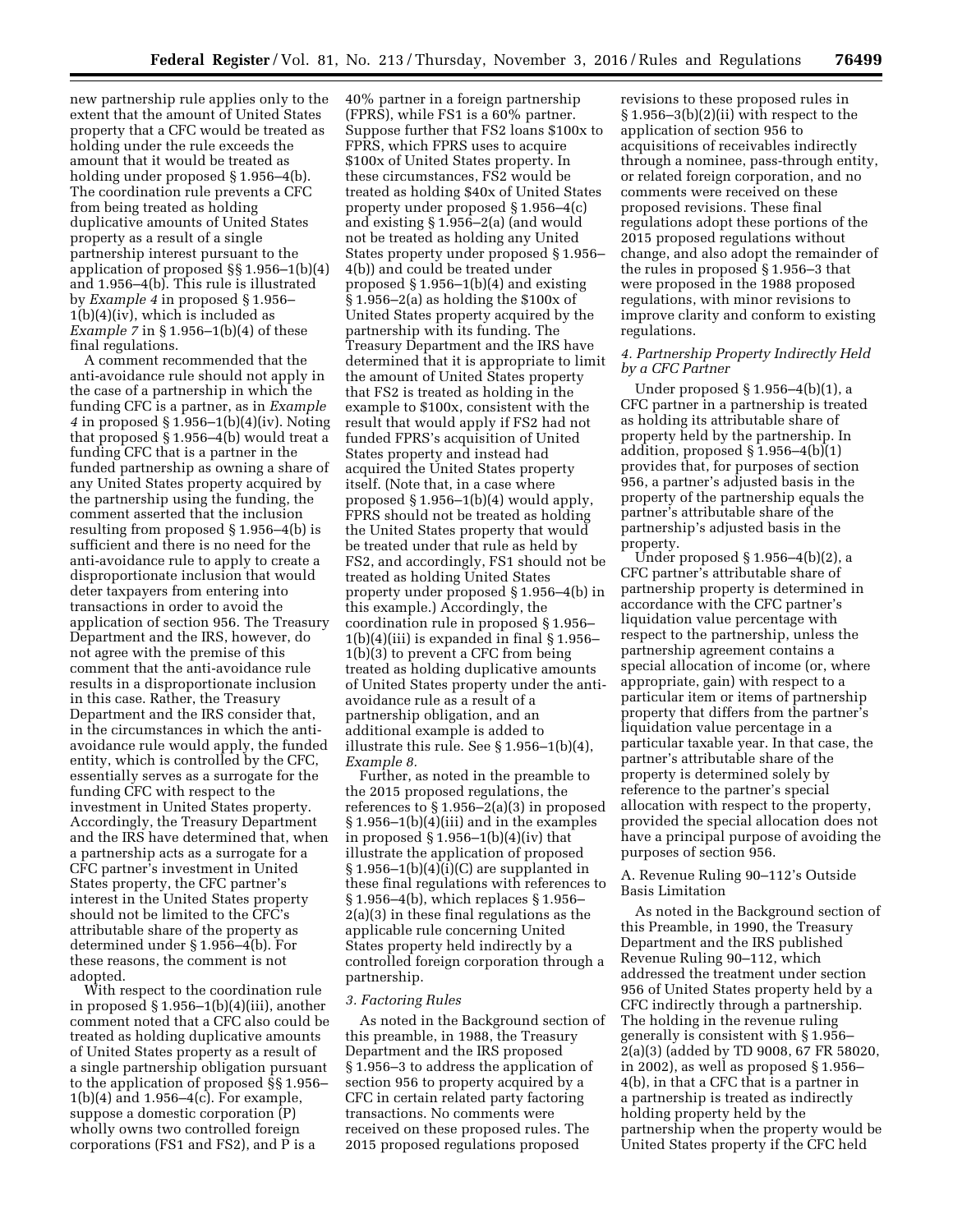new partnership rule applies only to the extent that the amount of United States property that a CFC would be treated as holding under the rule exceeds the amount that it would be treated as holding under proposed § 1.956–4(b). The coordination rule prevents a CFC from being treated as holding duplicative amounts of United States property as a result of a single partnership interest pursuant to the application of proposed §§ 1.956–1(b)(4) and 1.956–4(b). This rule is illustrated by *Example 4* in proposed § 1.956–1(b)(4)(iv), which is included as *Example 7* in § 1.956–1(b)(4) of these final regulations.

A comment recommended that the anti-avoidance rule should not apply in the case of a partnership in which the funding CFC is a partner, as in *Example 4* in proposed § 1.956–1(b)(4)(iv). Noting that proposed § 1.956–4(b) would treat a funding CFC that is a partner in the funded partnership as owning a share of any United States property acquired by the partnership using the funding, the comment asserted that the inclusion resulting from proposed § 1.956–4(b) is sufficient and there is no need for the anti-avoidance rule to apply to create a disproportionate inclusion that would deter taxpayers from entering into transactions in order to avoid the application of section 956. The Treasury Department and the IRS, however, do not agree with the premise of this comment that the anti-avoidance rule results in a disproportionate inclusion in this case. Rather, the Treasury Department and the IRS consider that, in the circumstances in which the anti-avoidance rule would apply, the funded entity, which is controlled by the CFC, essentially serves as a surrogate for the funding CFC with respect to the investment in United States property. Accordingly, the Treasury Department and the IRS have determined that, when a partnership acts as a surrogate for a CFC partner's investment in United States property, the CFC partner's interest in the United States property should not be limited to the CFC's attributable share of the property as determined under § 1.956–4(b). For these reasons, the comment is not adopted.

With respect to the coordination rule in proposed § 1.956–1(b)(4)(iii), another comment noted that a CFC also could be treated as holding duplicative amounts of United States property as a result of a single partnership obligation pursuant to the application of proposed §§ 1.956–1(b)(4) and 1.956–4(c). For example, suppose a domestic corporation (P) wholly owns two controlled foreign corporations (FS1 and FS2), and P is a 40% partner in a foreign partnership (FPRS), while FS1 is a 60% partner. Suppose further that FS2 loans $100x to FPRS, which FPRS uses to acquire $100x of United States property. In these circumstances, FS2 would be treated as holding $40x of United States property under proposed § 1.956–4(c) and existing § 1.956–2(a) (and would not be treated as holding any United States property under proposed § 1.956–4(b)) and could be treated under proposed § 1.956–1(b)(4) and existing § 1.956–2(a) as holding the $100x of United States property acquired by the partnership with its funding. The Treasury Department and the IRS have determined that it is appropriate to limit the amount of United States property that FS2 is treated as holding in the example to $100x, consistent with the result that would apply if FS2 had not funded FPRS's acquisition of United States property and instead had acquired the United States property itself. (Note that, in a case where proposed § 1.956–1(b)(4) would apply, FPRS should not be treated as holding the United States property that would be treated under that rule as held by FS2, and accordingly, FS1 should not be treated as holding United States property under proposed § 1.956–4(b) in this example.) Accordingly, the coordination rule in proposed § 1.956–1(b)(4)(iii) is expanded in final § 1.956–1(b)(3) to prevent a CFC from being treated as holding duplicative amounts of United States property under the anti-avoidance rule as a result of a partnership obligation, and an additional example is added to illustrate this rule. See § 1.956–1(b)(4), *Example 8.*

Further, as noted in the preamble to the 2015 proposed regulations, the references to § 1.956–2(a)(3) in proposed § 1.956–1(b)(4)(iii) and in the examples in proposed § 1.956–1(b)(4)(iv) that illustrate the application of proposed § 1.956–1(b)(4)(i)(C) are supplanted in these final regulations with references to § 1.956–4(b), which replaces § 1.956–2(a)(3) in these final regulations as the applicable rule concerning United States property held indirectly by a controlled foreign corporation through a partnership.

### *3. Factoring Rules*

As noted in the Background section of this preamble, in 1988, the Treasury Department and the IRS proposed § 1.956–3 to address the application of section 956 to property acquired by a CFC in certain related party factoring transactions. No comments were received on these proposed rules. The 2015 proposed regulations proposed revisions to these proposed rules in § 1.956–3(b)(2)(ii) with respect to the application of section 956 to acquisitions of receivables indirectly through a nominee, pass-through entity, or related foreign corporation, and no comments were received on these proposed revisions. These final regulations adopt these portions of the 2015 proposed regulations without change, and also adopt the remainder of the rules in proposed § 1.956–3 that were proposed in the 1988 proposed regulations, with minor revisions to improve clarity and conform to existing regulations.

### *4. Partnership Property Indirectly Held by a CFC Partner*

Under proposed § 1.956–4(b)(1), a CFC partner in a partnership is treated as holding its attributable share of property held by the partnership. In addition, proposed § 1.956–4(b)(1) provides that, for purposes of section 956, a partner's adjusted basis in the property of the partnership equals the partner's attributable share of the partnership's adjusted basis in the property.

Under proposed § 1.956–4(b)(2), a CFC partner's attributable share of partnership property is determined in accordance with the CFC partner's liquidation value percentage with respect to the partnership, unless the partnership agreement contains a special allocation of income (or, where appropriate, gain) with respect to a particular item or items of partnership property that differs from the partner's liquidation value percentage in a particular taxable year. In that case, the partner's attributable share of the property is determined solely by reference to the partner's special allocation with respect to the property, provided the special allocation does not have a principal purpose of avoiding the purposes of section 956.

A. Revenue Ruling 90–112's Outside Basis Limitation

As noted in the Background section of this Preamble, in 1990, the Treasury Department and the IRS published Revenue Ruling 90–112, which addressed the treatment under section 956 of United States property held by a CFC indirectly through a partnership. The holding in the revenue ruling generally is consistent with § 1.956–2(a)(3) (added by TD 9008, 67 FR 58020, in 2002), as well as proposed § 1.956–4(b), in that a CFC that is a partner in a partnership is treated as indirectly holding property held by the partnership when the property would be United States property if the CFC held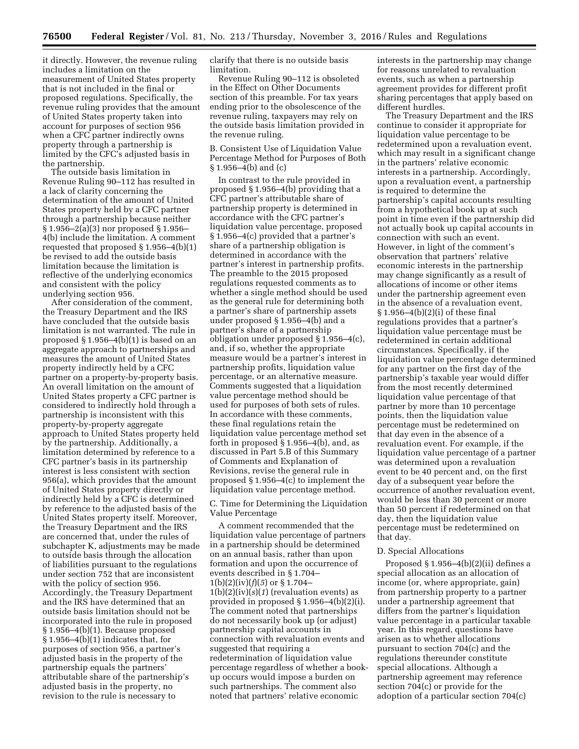it directly. However, the revenue ruling includes a limitation on the measurement of United States property that is not included in the final or proposed regulations. Specifically, the revenue ruling provides that the amount of United States property taken into account for purposes of section 956 when a CFC partner indirectly owns property through a partnership is limited by the CFC's adjusted basis in the partnership.

The outside basis limitation in Revenue Ruling 90–112 has resulted in a lack of clarity concerning the determination of the amount of United States property held by a CFC partner through a partnership because neither § 1.956–2(a)(3) nor proposed § 1.956–4(b) include the limitation. A comment requested that proposed § 1.956–4(b)(1) be revised to add the outside basis limitation because the limitation is reflective of the underlying economics and consistent with the policy underlying section 956.

After consideration of the comment, the Treasury Department and the IRS have concluded that the outside basis limitation is not warranted. The rule in proposed § 1.956–4(b)(1) is based on an aggregate approach to partnerships and measures the amount of United States property indirectly held by a CFC partner on a property-by-property basis. An overall limitation on the amount of United States property a CFC partner is considered to indirectly hold through a partnership is inconsistent with this property-by-property aggregate approach to United States property held by the partnership. Additionally, a limitation determined by reference to a CFC partner's basis in its partnership interest is less consistent with section 956(a), which provides that the amount of United States property directly or indirectly held by a CFC is determined by reference to the adjusted basis of the United States property itself. Moreover, the Treasury Department and the IRS are concerned that, under the rules of subchapter K, adjustments may be made to outside basis through the allocation of liabilities pursuant to the regulations under section 752 that are inconsistent with the policy of section 956. Accordingly, the Treasury Department and the IRS have determined that an outside basis limitation should not be incorporated into the rule in proposed § 1.956–4(b)(1). Because proposed § 1.956–4(b)(1) indicates that, for purposes of section 956, a partner's adjusted basis in the property of the partnership equals the partners' attributable share of the partnership's adjusted basis in the property, no revision to the rule is necessary to clarify that there is no outside basis limitation.

Revenue Ruling 90–112 is obsoleted in the Effect on Other Documents section of this preamble. For tax years ending prior to the obsolescence of the revenue ruling, taxpayers may rely on the outside basis limitation provided in the revenue ruling.

B. Consistent Use of Liquidation Value Percentage Method for Purposes of Both § 1.956–4(b) and (c)

In contrast to the rule provided in proposed § 1.956–4(b) providing that a CFC partner's attributable share of partnership property is determined in accordance with the CFC partner's liquidation value percentage, proposed § 1.956–4(c) provided that a partner's share of a partnership obligation is determined in accordance with the partner's interest in partnership profits. The preamble to the 2015 proposed regulations requested comments as to whether a single method should be used as the general rule for determining both a partner's share of partnership assets under proposed § 1.956–4(b) and a partner's share of a partnership obligation under proposed § 1.956–4(c), and, if so, whether the appropriate measure would be a partner's interest in partnership profits, liquidation value percentage, or an alternative measure. Comments suggested that a liquidation value percentage method should be used for purposes of both sets of rules. In accordance with these comments, these final regulations retain the liquidation value percentage method set forth in proposed § 1.956–4(b), and, as discussed in Part 5.B of this Summary of Comments and Explanation of Revisions, revise the general rule in proposed § 1.956–4(c) to implement the liquidation value percentage method.

C. Time for Determining the Liquidation Value Percentage

A comment recommended that the liquidation value percentage of partners in a partnership should be determined on an annual basis, rather than upon formation and upon the occurrence of events described in § 1.704–1(b)(2)(iv)(*f*)(*5*) or § 1.704–1(b)(2)(iv)(*s*)(*1*) (revaluation events) as provided in proposed § 1.956–4(b)(2)(i). The comment noted that partnerships do not necessarily book up (or adjust) partnership capital accounts in connection with revaluation events and suggested that requiring a redetermination of liquidation value percentage regardless of whether a book-up occurs would impose a burden on such partnerships. The comment also noted that partners' relative economic interests in the partnership may change for reasons unrelated to revaluation events, such as when a partnership agreement provides for different profit sharing percentages that apply based on different hurdles.

The Treasury Department and the IRS continue to consider it appropriate for liquidation value percentage to be redetermined upon a revaluation event, which may result in a significant change in the partners' relative economic interests in a partnership. Accordingly, upon a revaluation event, a partnership is required to determine the partnership's capital accounts resulting from a hypothetical book up at such point in time even if the partnership did not actually book up capital accounts in connection with such an event. However, in light of the comment's observation that partners' relative economic interests in the partnership may change significantly as a result of allocations of income or other items under the partnership agreement even in the absence of a revaluation event, § 1.956–4(b)(2)(i) of these final regulations provides that a partner's liquidation value percentage must be redetermined in certain additional circumstances. Specifically, if the liquidation value percentage determined for any partner on the first day of the partnership's taxable year would differ from the most recently determined liquidation value percentage of that partner by more than 10 percentage points, then the liquidation value percentage must be redetermined on that day even in the absence of a revaluation event. For example, if the liquidation value percentage of a partner was determined upon a revaluation event to be 40 percent and, on the first day of a subsequent year before the occurrence of another revaluation event, would be less than 30 percent or more than 50 percent if redetermined on that day, then the liquidation value percentage must be redetermined on that day.

D. Special Allocations

Proposed § 1.956–4(b)(2)(ii) defines a special allocation as an allocation of income (or, where appropriate, gain) from partnership property to a partner under a partnership agreement that differs from the partner's liquidation value percentage in a particular taxable year. In this regard, questions have arisen as to whether allocations pursuant to section 704(c) and the regulations thereunder constitute special allocations. Although a partnership agreement may reference section 704(c) or provide for the adoption of a particular section 704(c)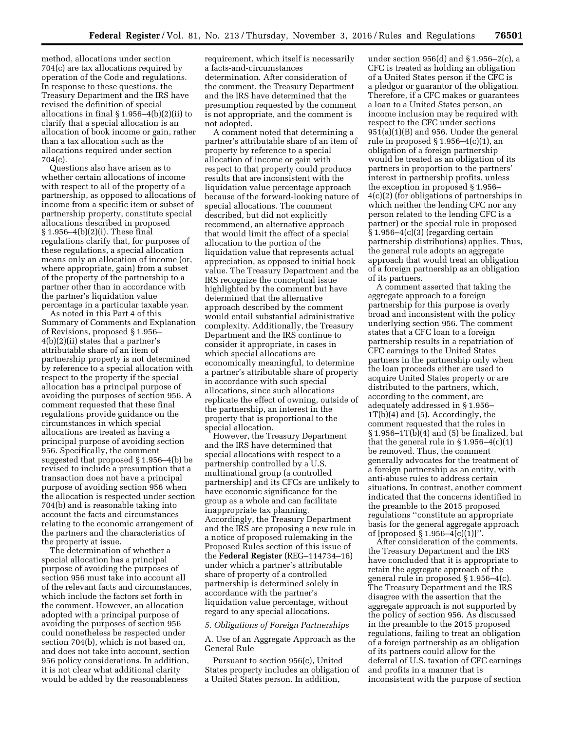method, allocations under section 704(c) are tax allocations required by operation of the Code and regulations. In response to these questions, the Treasury Department and the IRS have revised the definition of special allocations in final § 1.956–4(b)(2)(ii) to clarify that a special allocation is an allocation of book income or gain, rather than a tax allocation such as the allocations required under section 704(c).

Questions also have arisen as to whether certain allocations of income with respect to all of the property of a partnership, as opposed to allocations of income from a specific item or subset of partnership property, constitute special allocations described in proposed § 1.956–4(b)(2)(i). These final regulations clarify that, for purposes of these regulations, a special allocation means only an allocation of income (or, where appropriate, gain) from a subset of the property of the partnership to a partner other than in accordance with the partner's liquidation value percentage in a particular taxable year.

As noted in this Part 4 of this Summary of Comments and Explanation of Revisions, proposed § 1.956–4(b)(2)(ii) states that a partner's attributable share of an item of partnership property is not determined by reference to a special allocation with respect to the property if the special allocation has a principal purpose of avoiding the purposes of section 956. A comment requested that these final regulations provide guidance on the circumstances in which special allocations are treated as having a principal purpose of avoiding section 956. Specifically, the comment suggested that proposed § 1.956–4(b) be revised to include a presumption that a transaction does not have a principal purpose of avoiding section 956 when the allocation is respected under section 704(b) and is reasonable taking into account the facts and circumstances relating to the economic arrangement of the partners and the characteristics of the property at issue.

The determination of whether a special allocation has a principal purpose of avoiding the purposes of section 956 must take into account all of the relevant facts and circumstances, which include the factors set forth in the comment. However, an allocation adopted with a principal purpose of avoiding the purposes of section 956 could nonetheless be respected under section 704(b), which is not based on, and does not take into account, section 956 policy considerations. In addition, it is not clear what additional clarity would be added by the reasonableness requirement, which itself is necessarily a facts-and-circumstances determination. After consideration of the comment, the Treasury Department and the IRS have determined that the presumption requested by the comment is not appropriate, and the comment is not adopted.

A comment noted that determining a partner's attributable share of an item of property by reference to a special allocation of income or gain with respect to that property could produce results that are inconsistent with the liquidation value percentage approach because of the forward-looking nature of special allocations. The comment described, but did not explicitly recommend, an alternative approach that would limit the effect of a special allocation to the portion of the liquidation value that represents actual appreciation, as opposed to initial book value. The Treasury Department and the IRS recognize the conceptual issue highlighted by the comment but have determined that the alternative approach described by the comment would entail substantial administrative complexity. Additionally, the Treasury Department and the IRS continue to consider it appropriate, in cases in which special allocations are economically meaningful, to determine a partner's attributable share of property in accordance with such special allocations, since such allocations replicate the effect of owning, outside of the partnership, an interest in the property that is proportional to the special allocation.

However, the Treasury Department and the IRS have determined that special allocations with respect to a partnership controlled by a U.S. multinational group (a controlled partnership) and its CFCs are unlikely to have economic significance for the group as a whole and can facilitate inappropriate tax planning. Accordingly, the Treasury Department and the IRS are proposing a new rule in a notice of proposed rulemaking in the Proposed Rules section of this issue of the **Federal Register** (REG–114734–16) under which a partner's attributable share of property of a controlled partnership is determined solely in accordance with the partner's liquidation value percentage, without regard to any special allocations.

*5. Obligations of Foreign Partnerships*

A. Use of an Aggregate Approach as the General Rule

Pursuant to section 956(c), United States property includes an obligation of a United States person. In addition, under section 956(d) and § 1.956–2(c), a CFC is treated as holding an obligation of a United States person if the CFC is a pledgor or guarantor of the obligation. Therefore, if a CFC makes or guarantees a loan to a United States person, an income inclusion may be required with respect to the CFC under sections 951(a)(1)(B) and 956. Under the general rule in proposed § 1.956–4(c)(1), an obligation of a foreign partnership would be treated as an obligation of its partners in proportion to the partners' interest in partnership profits, unless the exception in proposed § 1.956–4(c)(2) (for obligations of partnerships in which neither the lending CFC nor any person related to the lending CFC is a partner) or the special rule in proposed § 1.956–4(c)(3) (regarding certain partnership distributions) applies. Thus, the general rule adopts an aggregate approach that would treat an obligation of a foreign partnership as an obligation of its partners.

A comment asserted that taking the aggregate approach to a foreign partnership for this purpose is overly broad and inconsistent with the policy underlying section 956. The comment states that a CFC loan to a foreign partnership results in a repatriation of CFC earnings to the United States partners in the partnership only when the loan proceeds either are used to acquire United States property or are distributed to the partners, which, according to the comment, are adequately addressed in § 1.956–1T(b)(4) and (5). Accordingly, the comment requested that the rules in § 1.956–1T(b)(4) and (5) be finalized, but that the general rule in § 1.956–4(c)(1) be removed. Thus, the comment generally advocates for the treatment of a foreign partnership as an entity, with anti-abuse rules to address certain situations. In contrast, another comment indicated that the concerns identified in the preamble to the 2015 proposed regulations "constitute an appropriate basis for the general aggregate approach of [proposed § 1.956–4(c)(1)]".

After consideration of the comments, the Treasury Department and the IRS have concluded that it is appropriate to retain the aggregate approach of the general rule in proposed § 1.956–4(c). The Treasury Department and the IRS disagree with the assertion that the aggregate approach is not supported by the policy of section 956. As discussed in the preamble to the 2015 proposed regulations, failing to treat an obligation of a foreign partnership as an obligation of its partners could allow for the deferral of U.S. taxation of CFC earnings and profits in a manner that is inconsistent with the purpose of section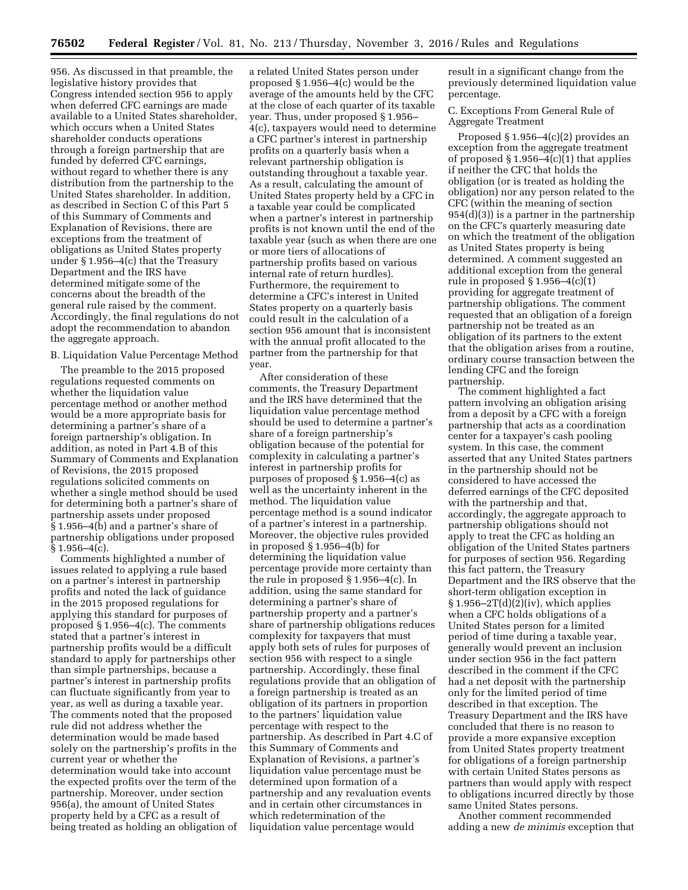956. As discussed in that preamble, the legislative history provides that Congress intended section 956 to apply when deferred CFC earnings are made available to a United States shareholder, which occurs when a United States shareholder conducts operations through a foreign partnership that are funded by deferred CFC earnings, without regard to whether there is any distribution from the partnership to the United States shareholder. In addition, as described in Section C of this Part 5 of this Summary of Comments and Explanation of Revisions, there are exceptions from the treatment of obligations as United States property under § 1.956–4(c) that the Treasury Department and the IRS have determined mitigate some of the concerns about the breadth of the general rule raised by the comment. Accordingly, the final regulations do not adopt the recommendation to abandon the aggregate approach.

B. Liquidation Value Percentage Method

The preamble to the 2015 proposed regulations requested comments on whether the liquidation value percentage method or another method would be a more appropriate basis for determining a partner's share of a foreign partnership's obligation. In addition, as noted in Part 4.B of this Summary of Comments and Explanation of Revisions, the 2015 proposed regulations solicited comments on whether a single method should be used for determining both a partner's share of partnership assets under proposed § 1.956–4(b) and a partner's share of partnership obligations under proposed § 1.956–4(c).

Comments highlighted a number of issues related to applying a rule based on a partner's interest in partnership profits and noted the lack of guidance in the 2015 proposed regulations for applying this standard for purposes of proposed § 1.956–4(c). The comments stated that a partner's interest in partnership profits would be a difficult standard to apply for partnerships other than simple partnerships, because a partner's interest in partnership profits can fluctuate significantly from year to year, as well as during a taxable year. The comments noted that the proposed rule did not address whether the determination would be made based solely on the partnership's profits in the current year or whether the determination would take into account the expected profits over the term of the partnership. Moreover, under section 956(a), the amount of United States property held by a CFC as a result of being treated as holding an obligation of a related United States person under proposed § 1.956–4(c) would be the average of the amounts held by the CFC at the close of each quarter of its taxable year. Thus, under proposed § 1.956–4(c), taxpayers would need to determine a CFC partner's interest in partnership profits on a quarterly basis when a relevant partnership obligation is outstanding throughout a taxable year. As a result, calculating the amount of United States property held by a CFC in a taxable year could be complicated when a partner's interest in partnership profits is not known until the end of the taxable year (such as when there are one or more tiers of allocations of partnership profits based on various internal rate of return hurdles). Furthermore, the requirement to determine a CFC's interest in United States property on a quarterly basis could result in the calculation of a section 956 amount that is inconsistent with the annual profit allocated to the partner from the partnership for that year.

After consideration of these comments, the Treasury Department and the IRS have determined that the liquidation value percentage method should be used to determine a partner's share of a foreign partnership's obligation because of the potential for complexity in calculating a partner's interest in partnership profits for purposes of proposed § 1.956–4(c) as well as the uncertainty inherent in the method. The liquidation value percentage method is a sound indicator of a partner's interest in a partnership. Moreover, the objective rules provided in proposed § 1.956–4(b) for determining the liquidation value percentage provide more certainty than the rule in proposed § 1.956–4(c). In addition, using the same standard for determining a partner's share of partnership property and a partner's share of partnership obligations reduces complexity for taxpayers that must apply both sets of rules for purposes of section 956 with respect to a single partnership. Accordingly, these final regulations provide that an obligation of a foreign partnership is treated as an obligation of its partners in proportion to the partners' liquidation value percentage with respect to the partnership. As described in Part 4.C of this Summary of Comments and Explanation of Revisions, a partner's liquidation value percentage must be determined upon formation of a partnership and any revaluation events and in certain other circumstances in which redetermination of the liquidation value percentage would result in a significant change from the previously determined liquidation value percentage.

C. Exceptions From General Rule of Aggregate Treatment

Proposed § 1.956–4(c)(2) provides an exception from the aggregate treatment of proposed § 1.956–4(c)(1) that applies if neither the CFC that holds the obligation (or is treated as holding the obligation) nor any person related to the CFC (within the meaning of section 954(d)(3)) is a partner in the partnership on the CFC's quarterly measuring date on which the treatment of the obligation as United States property is being determined. A comment suggested an additional exception from the general rule in proposed § 1.956–4(c)(1) providing for aggregate treatment of partnership obligations. The comment requested that an obligation of a foreign partnership not be treated as an obligation of its partners to the extent that the obligation arises from a routine, ordinary course transaction between the lending CFC and the foreign partnership.

The comment highlighted a fact pattern involving an obligation arising from a deposit by a CFC with a foreign partnership that acts as a coordination center for a taxpayer's cash pooling system. In this case, the comment asserted that any United States partners in the partnership should not be considered to have accessed the deferred earnings of the CFC deposited with the partnership and that, accordingly, the aggregate approach to partnership obligations should not apply to treat the CFC as holding an obligation of the United States partners for purposes of section 956. Regarding this fact pattern, the Treasury Department and the IRS observe that the short-term obligation exception in § 1.956–2T(d)(2)(iv), which applies when a CFC holds obligations of a United States person for a limited period of time during a taxable year, generally would prevent an inclusion under section 956 in the fact pattern described in the comment if the CFC had a net deposit with the partnership only for the limited period of time described in that exception. The Treasury Department and the IRS have concluded that there is no reason to provide a more expansive exception from United States property treatment for obligations of a foreign partnership with certain United States persons as partners than would apply with respect to obligations incurred directly by those same United States persons.

Another comment recommended adding a new *de minimis* exception that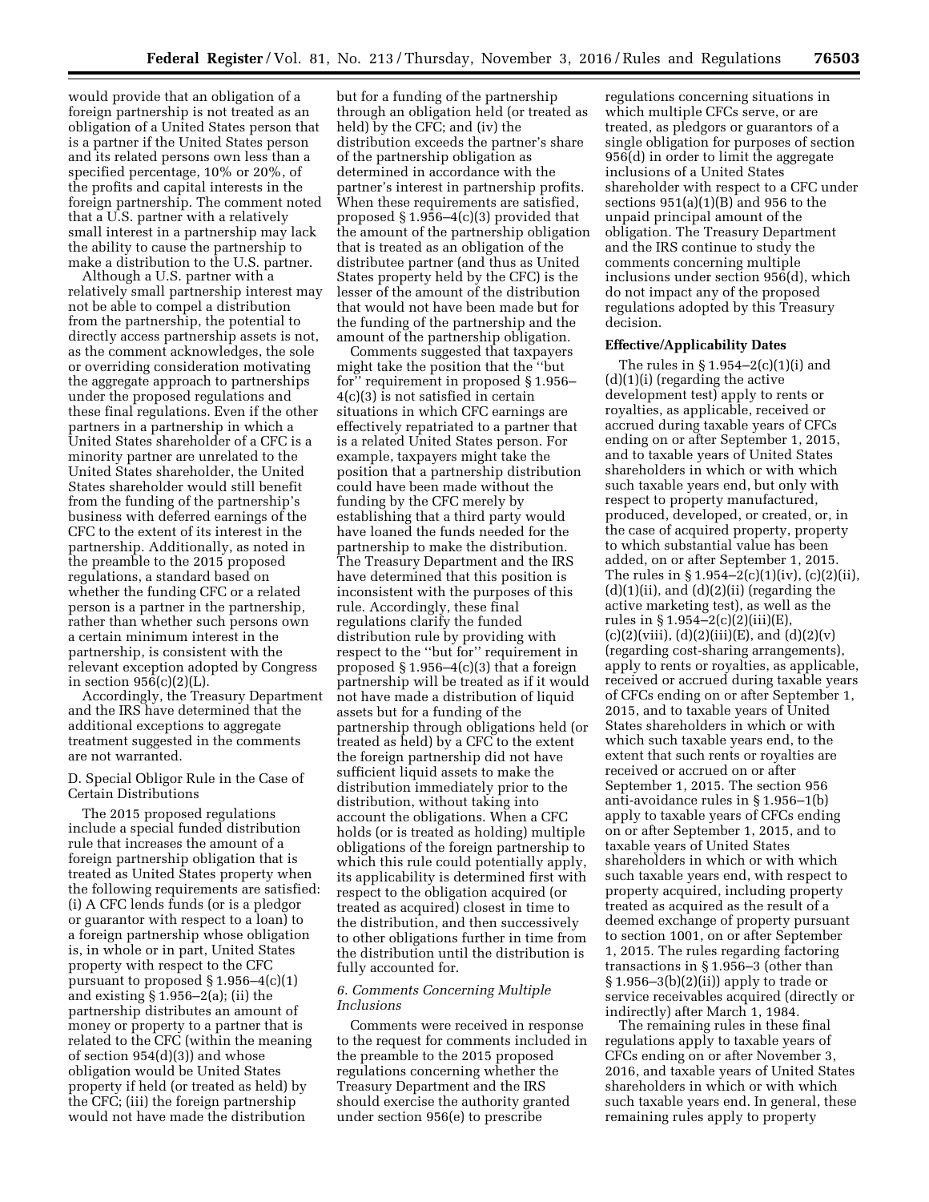would provide that an obligation of a foreign partnership is not treated as an obligation of a United States person that is a partner if the United States person and its related persons own less than a specified percentage, 10% or 20%, of the profits and capital interests in the foreign partnership. The comment noted that a U.S. partner with a relatively small interest in a partnership may lack the ability to cause the partnership to make a distribution to the U.S. partner.

Although a U.S. partner with a relatively small partnership interest may not be able to compel a distribution from the partnership, the potential to directly access partnership assets is not, as the comment acknowledges, the sole or overriding consideration motivating the aggregate approach to partnerships under the proposed regulations and these final regulations. Even if the other partners in a partnership in which a United States shareholder of a CFC is a minority partner are unrelated to the United States shareholder, the United States shareholder would still benefit from the funding of the partnership's business with deferred earnings of the CFC to the extent of its interest in the partnership. Additionally, as noted in the preamble to the 2015 proposed regulations, a standard based on whether the funding CFC or a related person is a partner in the partnership, rather than whether such persons own a certain minimum interest in the partnership, is consistent with the relevant exception adopted by Congress in section 956(c)(2)(L).

Accordingly, the Treasury Department and the IRS have determined that the additional exceptions to aggregate treatment suggested in the comments are not warranted.

D. Special Obligor Rule in the Case of Certain Distributions

The 2015 proposed regulations include a special funded distribution rule that increases the amount of a foreign partnership obligation that is treated as United States property when the following requirements are satisfied: (i) A CFC lends funds (or is a pledgor or guarantor with respect to a loan) to a foreign partnership whose obligation is, in whole or in part, United States property with respect to the CFC pursuant to proposed § 1.956–4(c)(1) and existing § 1.956–2(a); (ii) the partnership distributes an amount of money or property to a partner that is related to the CFC (within the meaning of section 954(d)(3)) and whose obligation would be United States property if held (or treated as held) by the CFC; (iii) the foreign partnership would not have made the distribution but for a funding of the partnership through an obligation held (or treated as held) by the CFC; and (iv) the distribution exceeds the partner's share of the partnership obligation as determined in accordance with the partner's interest in partnership profits. When these requirements are satisfied, proposed § 1.956–4(c)(3) provided that the amount of the partnership obligation that is treated as an obligation of the distributee partner (and thus as United States property held by the CFC) is the lesser of the amount of the distribution that would not have been made but for the funding of the partnership and the amount of the partnership obligation.

Comments suggested that taxpayers might take the position that the "but for" requirement in proposed § 1.956–4(c)(3) is not satisfied in certain situations in which CFC earnings are effectively repatriated to a partner that is a related United States person. For example, taxpayers might take the position that a partnership distribution could have been made without the funding by the CFC merely by establishing that a third party would have loaned the funds needed for the partnership to make the distribution. The Treasury Department and the IRS have determined that this position is inconsistent with the purposes of this rule. Accordingly, these final regulations clarify the funded distribution rule by providing with respect to the "but for" requirement in proposed § 1.956–4(c)(3) that a foreign partnership will be treated as if it would not have made a distribution of liquid assets but for a funding of the partnership through obligations held (or treated as held) by a CFC to the extent the foreign partnership did not have sufficient liquid assets to make the distribution immediately prior to the distribution, without taking into account the obligations. When a CFC holds (or is treated as holding) multiple obligations of the foreign partnership to which this rule could potentially apply, its applicability is determined first with respect to the obligation acquired (or treated as acquired) closest in time to the distribution, and then successively to other obligations further in time from the distribution until the distribution is fully accounted for.

*6. Comments Concerning Multiple Inclusions*

Comments were received in response to the request for comments included in the preamble to the 2015 proposed regulations concerning whether the Treasury Department and the IRS should exercise the authority granted under section 956(e) to prescribe regulations concerning situations in which multiple CFCs serve, or are treated, as pledgors or guarantors of a single obligation for purposes of section 956(d) in order to limit the aggregate inclusions of a United States shareholder with respect to a CFC under sections 951(a)(1)(B) and 956 to the unpaid principal amount of the obligation. The Treasury Department and the IRS continue to study the comments concerning multiple inclusions under section 956(d), which do not impact any of the proposed regulations adopted by this Treasury decision.

**Effective/Applicability Dates**

The rules in § 1.954–2(c)(1)(i) and (d)(1)(i) (regarding the active development test) apply to rents or royalties, as applicable, received or accrued during taxable years of CFCs ending on or after September 1, 2015, and to taxable years of United States shareholders in which or with which such taxable years end, but only with respect to property manufactured, produced, developed, or created, or, in the case of acquired property, property to which substantial value has been added, on or after September 1, 2015. The rules in § 1.954–2(c)(1)(iv), (c)(2)(ii), (d)(1)(ii), and (d)(2)(ii) (regarding the active marketing test), as well as the rules in § 1.954–2(c)(2)(iii)(E), (c)(2)(viii), (d)(2)(iii)(E), and (d)(2)(v) (regarding cost-sharing arrangements), apply to rents or royalties, as applicable, received or accrued during taxable years of CFCs ending on or after September 1, 2015, and to taxable years of United States shareholders in which or with which such taxable years end, to the extent that such rents or royalties are received or accrued on or after September 1, 2015. The section 956 anti-avoidance rules in § 1.956–1(b) apply to taxable years of CFCs ending on or after September 1, 2015, and to taxable years of United States shareholders in which or with which such taxable years end, with respect to property acquired, including property treated as acquired as the result of a deemed exchange of property pursuant to section 1001, on or after September 1, 2015. The rules regarding factoring transactions in § 1.956–3 (other than § 1.956–3(b)(2)(ii)) apply to trade or service receivables acquired (directly or indirectly) after March 1, 1984.

The remaining rules in these final regulations apply to taxable years of CFCs ending on or after November 3, 2016, and taxable years of United States shareholders in which or with which such taxable years end. In general, these remaining rules apply to property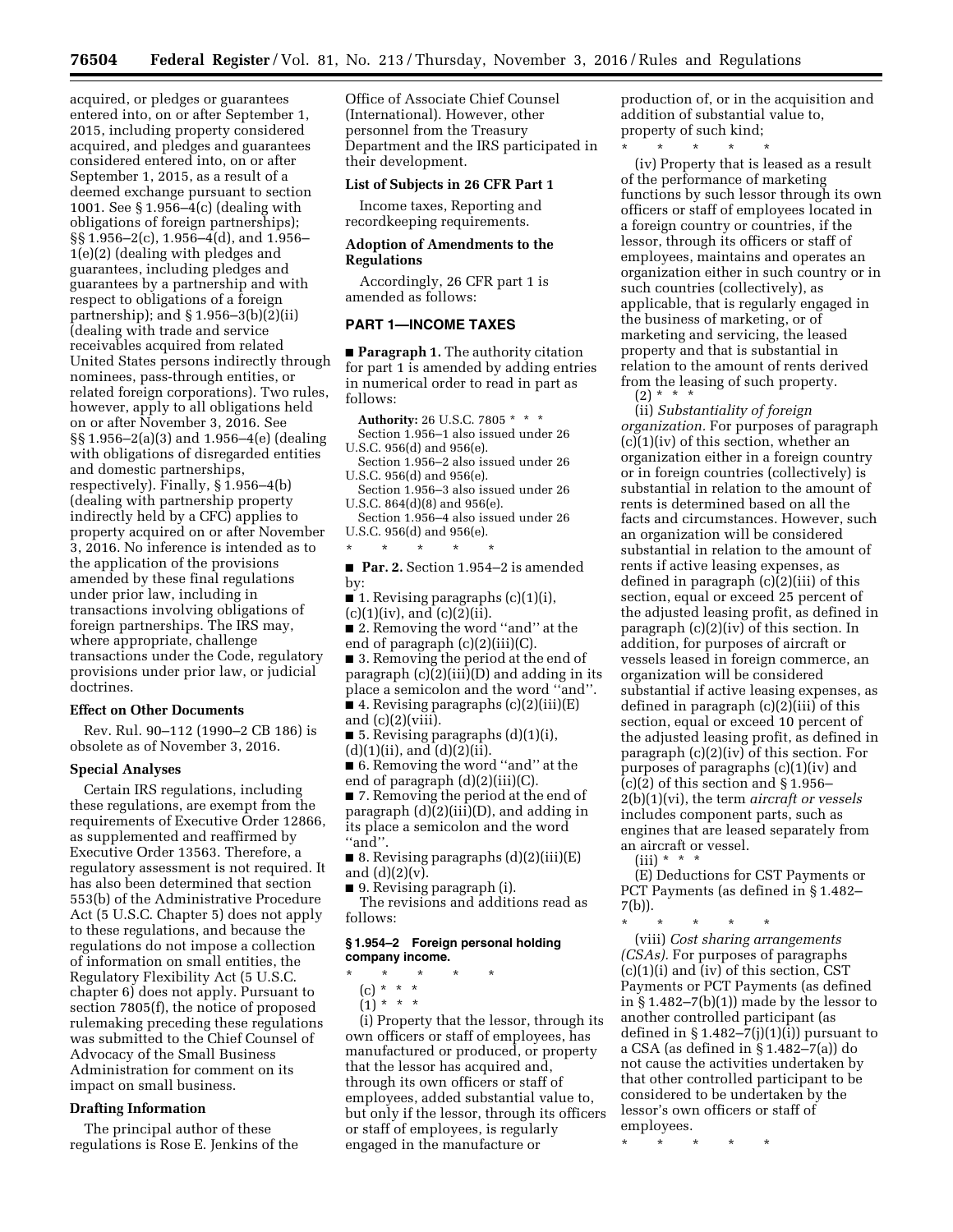acquired, or pledges or guarantees entered into, on or after September 1, 2015, including property considered acquired, and pledges and guarantees considered entered into, on or after September 1, 2015, as a result of a deemed exchange pursuant to section 1001. See § 1.956–4(c) (dealing with obligations of foreign partnerships); §§ 1.956–2(c), 1.956–4(d), and 1.956–1(e)(2) (dealing with pledges and guarantees, including pledges and guarantees by a partnership and with respect to obligations of a foreign partnership); and § 1.956–3(b)(2)(ii) (dealing with trade and service receivables acquired from related United States persons indirectly through nominees, pass-through entities, or related foreign corporations). Two rules, however, apply to all obligations held on or after November 3, 2016. See §§ 1.956–2(a)(3) and 1.956–4(e) (dealing with obligations of disregarded entities and domestic partnerships, respectively). Finally, § 1.956–4(b) (dealing with partnership property indirectly held by a CFC) applies to property acquired on or after November 3, 2016. No inference is intended as to the application of the provisions amended by these final regulations under prior law, including in transactions involving obligations of foreign partnerships. The IRS may, where appropriate, challenge transactions under the Code, regulatory provisions under prior law, or judicial doctrines.

## Effect on Other Documents

Rev. Rul. 90–112 (1990–2 CB 186) is obsolete as of November 3, 2016.

## Special Analyses

Certain IRS regulations, including these regulations, are exempt from the requirements of Executive Order 12866, as supplemented and reaffirmed by Executive Order 13563. Therefore, a regulatory assessment is not required. It has also been determined that section 553(b) of the Administrative Procedure Act (5 U.S.C. Chapter 5) does not apply to these regulations, and because the regulations do not impose a collection of information on small entities, the Regulatory Flexibility Act (5 U.S.C. chapter 6) does not apply. Pursuant to section 7805(f), the notice of proposed rulemaking preceding these regulations was submitted to the Chief Counsel of Advocacy of the Small Business Administration for comment on its impact on small business.

## Drafting Information

The principal author of these regulations is Rose E. Jenkins of the Office of Associate Chief Counsel (International). However, other personnel from the Treasury Department and the IRS participated in their development.

## List of Subjects in 26 CFR Part 1

Income taxes, Reporting and recordkeeping requirements.

## Adoption of Amendments to the Regulations

Accordingly, 26 CFR part 1 is amended as follows:

## PART 1—INCOME TAXES

■ **Paragraph 1.** The authority citation for part 1 is amended by adding entries in numerical order to read in part as follows:

**Authority:** 26 U.S.C. 7805 * * *

Section 1.956–1 also issued under 26 U.S.C. 956(d) and 956(e).

Section 1.956–2 also issued under 26 U.S.C. 956(d) and 956(e).

Section 1.956–3 also issued under 26 U.S.C. 864(d)(8) and 956(e).

Section 1.956–4 also issued under 26 U.S.C. 956(d) and 956(e).

\* \* \* \* \*

■ **Par. 2.** Section 1.954–2 is amended by:

■ 1. Revising paragraphs (c)(1)(i), (c)(1)(iv), and (c)(2)(ii).

■ 2. Removing the word "and" at the end of paragraph (c)(2)(iii)(C).

■ 3. Removing the period at the end of paragraph (c)(2)(iii)(D) and adding in its place a semicolon and the word "and".

■ 4. Revising paragraphs (c)(2)(iii)(E) and (c)(2)(viii).

■ 5. Revising paragraphs (d)(1)(i), (d)(1)(ii), and (d)(2)(ii).

■ 6. Removing the word "and" at the end of paragraph (d)(2)(iii)(C).

■ 7. Removing the period at the end of paragraph (d)(2)(iii)(D), and adding in its place a semicolon and the word "and".

■ 8. Revising paragraphs (d)(2)(iii)(E) and (d)(2)(v).

■ 9. Revising paragraph (i).

The revisions and additions read as follows:

### § 1.954–2 Foreign personal holding company income.

\* \* \* \* \*

(c) * * *

(1) * * *

(i) Property that the lessor, through its own officers or staff of employees, has manufactured or produced, or property that the lessor has acquired and, through its own officers or staff of employees, added substantial value to, but only if the lessor, through its officers or staff of employees, is regularly engaged in the manufacture or production of, or in the acquisition and addition of substantial value to, property of such kind;

\* \* \* \* \*

(iv) Property that is leased as a result of the performance of marketing functions by such lessor through its own officers or staff of employees located in a foreign country or countries, if the lessor, through its officers or staff of employees, maintains and operates an organization either in such country or in such countries (collectively), as applicable, that is regularly engaged in the business of marketing, or of marketing and servicing, the leased property and that is substantial in relation to the amount of rents derived from the leasing of such property.

(2) * * *

(ii) *Substantiality of foreign organization.* For purposes of paragraph (c)(1)(iv) of this section, whether an organization either in a foreign country or in foreign countries (collectively) is substantial in relation to the amount of rents is determined based on all the facts and circumstances. However, such an organization will be considered substantial in relation to the amount of rents if active leasing expenses, as defined in paragraph (c)(2)(iii) of this section, equal or exceed 25 percent of the adjusted leasing profit, as defined in paragraph (c)(2)(iv) of this section. In addition, for purposes of aircraft or vessels leased in foreign commerce, an organization will be considered substantial if active leasing expenses, as defined in paragraph (c)(2)(iii) of this section, equal or exceed 10 percent of the adjusted leasing profit, as defined in paragraph (c)(2)(iv) of this section. For purposes of paragraphs (c)(1)(iv) and (c)(2) of this section and § 1.956–2(b)(1)(vi), the term *aircraft or vessels* includes component parts, such as engines that are leased separately from an aircraft or vessel.

(iii) * * *

(E) Deductions for CST Payments or PCT Payments (as defined in § 1.482–7(b)).

\* \* \* \* \*

(viii) *Cost sharing arrangements (CSAs).* For purposes of paragraphs (c)(1)(i) and (iv) of this section, CST Payments or PCT Payments (as defined in § 1.482–7(b)(1)) made by the lessor to another controlled participant (as defined in § 1.482–7(j)(1)(i)) pursuant to a CSA (as defined in § 1.482–7(a)) do not cause the activities undertaken by that other controlled participant to be considered to be undertaken by the lessor's own officers or staff of employees.

\* \* \* \* \*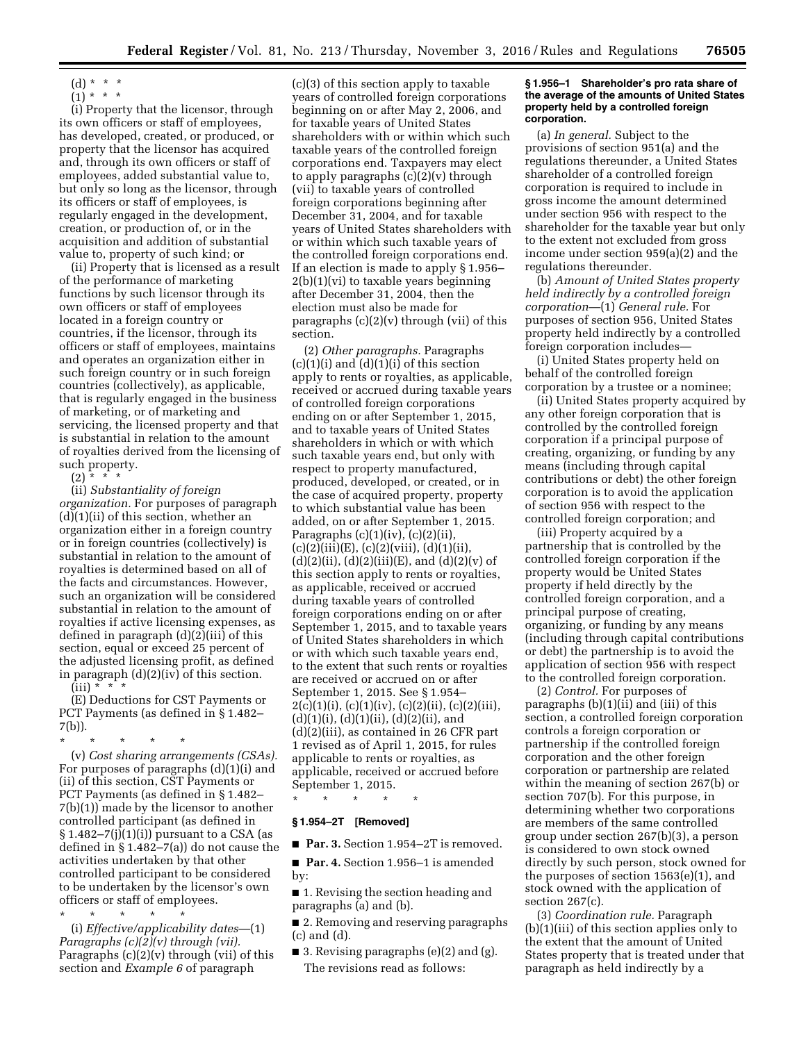(d) * * *

(1) * * *

(i) Property that the licensor, through its own officers or staff of employees, has developed, created, or produced, or property that the licensor has acquired and, through its own officers or staff of employees, added substantial value to, but only so long as the licensor, through its officers or staff of employees, is regularly engaged in the development, creation, or production of, or in the acquisition and addition of substantial value to, property of such kind; or

(ii) Property that is licensed as a result of the performance of marketing functions by such licensor through its own officers or staff of employees located in a foreign country or countries, if the licensor, through its officers or staff of employees, maintains and operates an organization either in such foreign country or in such foreign countries (collectively), as applicable, that is regularly engaged in the business of marketing, or of marketing and servicing, the licensed property and that is substantial in relation to the amount of royalties derived from the licensing of such property.

(2) * * *

(ii) *Substantiality of foreign organization.* For purposes of paragraph (d)(1)(ii) of this section, whether an organization either in a foreign country or in foreign countries (collectively) is substantial in relation to the amount of royalties is determined based on all of the facts and circumstances. However, such an organization will be considered substantial in relation to the amount of royalties if active licensing expenses, as defined in paragraph (d)(2)(iii) of this section, equal or exceed 25 percent of the adjusted licensing profit, as defined in paragraph (d)(2)(iv) of this section.

(iii) * * *

(E) Deductions for CST Payments or PCT Payments (as defined in § 1.482–7(b)).

\* \* \* \* \*

(v) *Cost sharing arrangements (CSAs).* For purposes of paragraphs (d)(1)(i) and (ii) of this section, CST Payments or PCT Payments (as defined in § 1.482–7(b)(1)) made by the licensor to another controlled participant (as defined in § 1.482–7(j)(1)(i)) pursuant to a CSA (as defined in § 1.482–7(a)) do not cause the activities undertaken by that other controlled participant to be considered to be undertaken by the licensor's own officers or staff of employees.

\* \* \* \* \*

(i) *Effective/applicability dates*—(1) *Paragraphs (c)(2)(v) through (vii).* Paragraphs (c)(2)(v) through (vii) of this section and *Example 6* of paragraph (c)(3) of this section apply to taxable years of controlled foreign corporations beginning on or after May 2, 2006, and for taxable years of United States shareholders with or within which such taxable years of the controlled foreign corporations end. Taxpayers may elect to apply paragraphs (c)(2)(v) through (vii) to taxable years of controlled foreign corporations beginning after December 31, 2004, and for taxable years of United States shareholders with or within which such taxable years of the controlled foreign corporations end. If an election is made to apply § 1.956–2(b)(1)(vi) to taxable years beginning after December 31, 2004, then the election must also be made for paragraphs (c)(2)(v) through (vii) of this section.

(2) *Other paragraphs.* Paragraphs (c)(1)(i) and (d)(1)(i) of this section apply to rents or royalties, as applicable, received or accrued during taxable years of controlled foreign corporations ending on or after September 1, 2015, and to taxable years of United States shareholders in which or with which such taxable years end, but only with respect to property manufactured, produced, developed, or created, or in the case of acquired property, property to which substantial value has been added, on or after September 1, 2015. Paragraphs (c)(1)(iv), (c)(2)(ii), (c)(2)(iii)(E), (c)(2)(viii), (d)(1)(ii), (d)(2)(ii), (d)(2)(iii)(E), and (d)(2)(v) of this section apply to rents or royalties, as applicable, received or accrued during taxable years of controlled foreign corporations ending on or after September 1, 2015, and to taxable years of United States shareholders in which or with which such taxable years end, to the extent that such rents or royalties are received or accrued on or after September 1, 2015. See § 1.954–2(c)(1)(i), (c)(1)(iv), (c)(2)(ii), (c)(2)(iii), (d)(1)(i), (d)(1)(ii), (d)(2)(ii), and (d)(2)(iii), as contained in 26 CFR part 1 revised as of April 1, 2015, for rules applicable to rents or royalties, as applicable, received or accrued before September 1, 2015.

\* \* \* \* \*

**§ 1.954–2T [Removed]**

■ **Par. 3.** Section 1.954–2T is removed.

■ **Par. 4.** Section 1.956–1 is amended by:

■ 1. Revising the section heading and paragraphs (a) and (b).

■ 2. Removing and reserving paragraphs (c) and (d).

■ 3. Revising paragraphs (e)(2) and (g).

The revisions read as follows:

**§ 1.956–1 Shareholder's pro rata share of the average of the amounts of United States property held by a controlled foreign corporation.**

(a) *In general.* Subject to the provisions of section 951(a) and the regulations thereunder, a United States shareholder of a controlled foreign corporation is required to include in gross income the amount determined under section 956 with respect to the shareholder for the taxable year but only to the extent not excluded from gross income under section 959(a)(2) and the regulations thereunder.

(b) *Amount of United States property held indirectly by a controlled foreign corporation*—(1) *General rule.* For purposes of section 956, United States property held indirectly by a controlled foreign corporation includes—

(i) United States property held on behalf of the controlled foreign corporation by a trustee or a nominee;

(ii) United States property acquired by any other foreign corporation that is controlled by the controlled foreign corporation if a principal purpose of creating, organizing, or funding by any means (including through capital contributions or debt) the other foreign corporation is to avoid the application of section 956 with respect to the controlled foreign corporation; and

(iii) Property acquired by a partnership that is controlled by the controlled foreign corporation if the property would be United States property if held directly by the controlled foreign corporation, and a principal purpose of creating, organizing, or funding by any means (including through capital contributions or debt) the partnership is to avoid the application of section 956 with respect to the controlled foreign corporation.

(2) *Control.* For purposes of paragraphs (b)(1)(ii) and (iii) of this section, a controlled foreign corporation controls a foreign corporation or partnership if the controlled foreign corporation and the other foreign corporation or partnership are related within the meaning of section 267(b) or section 707(b). For this purpose, in determining whether two corporations are members of the same controlled group under section 267(b)(3), a person is considered to own stock owned directly by such person, stock owned for the purposes of section 1563(e)(1), and stock owned with the application of section 267(c).

(3) *Coordination rule.* Paragraph (b)(1)(iii) of this section applies only to the extent that the amount of United States property that is treated under that paragraph as held indirectly by a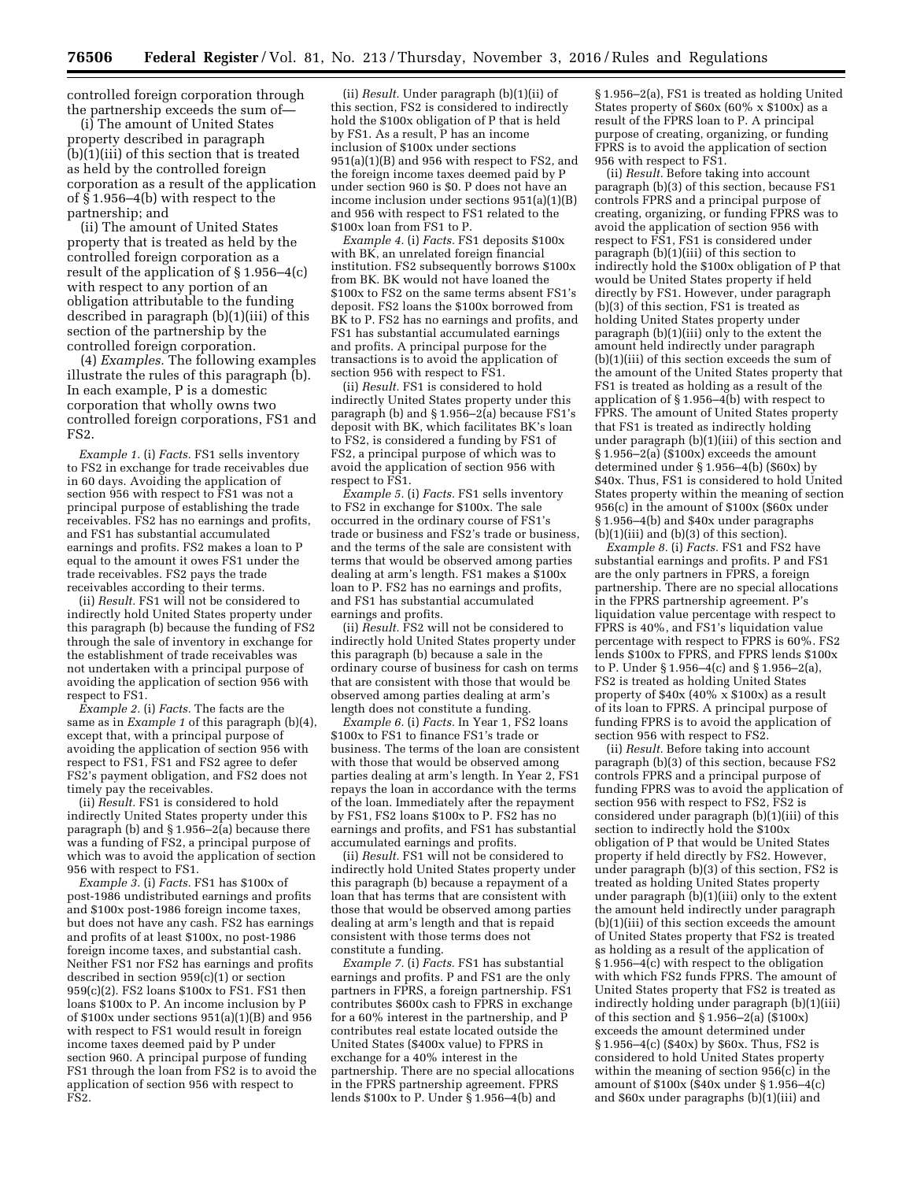controlled foreign corporation through the partnership exceeds the sum of—

(i) The amount of United States property described in paragraph (b)(1)(iii) of this section that is treated as held by the controlled foreign corporation as a result of the application of § 1.956–4(b) with respect to the partnership; and

(ii) The amount of United States property that is treated as held by the controlled foreign corporation as a result of the application of § 1.956–4(c) with respect to any portion of an obligation attributable to the funding described in paragraph (b)(1)(iii) of this section of the partnership by the controlled foreign corporation.

(4) *Examples.* The following examples illustrate the rules of this paragraph (b). In each example, P is a domestic corporation that wholly owns two controlled foreign corporations, FS1 and FS2.

*Example 1.* (i) *Facts.* FS1 sells inventory to FS2 in exchange for trade receivables due in 60 days. Avoiding the application of section 956 with respect to FS1 was not a principal purpose of establishing the trade receivables. FS2 has no earnings and profits, and FS1 has substantial accumulated earnings and profits. FS2 makes a loan to P equal to the amount it owes FS1 under the trade receivables. FS2 pays the trade receivables according to their terms.

(ii) *Result.* FS1 will not be considered to indirectly hold United States property under this paragraph (b) because the funding of FS2 through the sale of inventory in exchange for the establishment of trade receivables was not undertaken with a principal purpose of avoiding the application of section 956 with respect to FS1.

*Example 2.* (i) *Facts.* The facts are the same as in *Example 1* of this paragraph (b)(4), except that, with a principal purpose of avoiding the application of section 956 with respect to FS1, FS1 and FS2 agree to defer FS2's payment obligation, and FS2 does not timely pay the receivables.

(ii) *Result.* FS1 is considered to hold indirectly United States property under this paragraph (b) and § 1.956–2(a) because there was a funding of FS2, a principal purpose of which was to avoid the application of section 956 with respect to FS1.

*Example 3.* (i) *Facts.* FS1 has $100x of post-1986 undistributed earnings and profits and $100x post-1986 foreign income taxes, but does not have any cash. FS2 has earnings and profits of at least $100x, no post-1986 foreign income taxes, and substantial cash. Neither FS1 nor FS2 has earnings and profits described in section 959(c)(1) or section 959(c)(2). FS2 loans $100x to FS1. FS1 then loans $100x to P. An income inclusion by P of $100x under sections 951(a)(1)(B) and 956 with respect to FS1 would result in foreign income taxes deemed paid by P under section 960. A principal purpose of funding FS1 through the loan from FS2 is to avoid the application of section 956 with respect to FS2.

(ii) *Result.* Under paragraph (b)(1)(ii) of this section, FS2 is considered to indirectly hold the $100x obligation of P that is held by FS1. As a result, P has an income inclusion of $100x under sections 951(a)(1)(B) and 956 with respect to FS2, and the foreign income taxes deemed paid by P under section 960 is $0. P does not have an income inclusion under sections 951(a)(1)(B) and 956 with respect to FS1 related to the $100x loan from FS1 to P.

*Example 4.* (i) *Facts.* FS1 deposits $100x with BK, an unrelated foreign financial institution. FS2 subsequently borrows $100x from BK. BK would not have loaned the $100x to FS2 on the same terms absent FS1's deposit. FS2 loans the $100x borrowed from BK to P. FS2 has no earnings and profits, and FS1 has substantial accumulated earnings and profits. A principal purpose for the transactions is to avoid the application of section 956 with respect to FS1.

(ii) *Result.* FS1 is considered to hold indirectly United States property under this paragraph (b) and § 1.956–2(a) because FS1's deposit with BK, which facilitates BK's loan to FS2, is considered a funding by FS1 of FS2, a principal purpose of which was to avoid the application of section 956 with respect to FS1.

*Example 5.* (i) *Facts.* FS1 sells inventory to FS2 in exchange for $100x. The sale occurred in the ordinary course of FS1's trade or business and FS2's trade or business, and the terms of the sale are consistent with terms that would be observed among parties dealing at arm's length. FS1 makes a $100x loan to P. FS2 has no earnings and profits, and FS1 has substantial accumulated earnings and profits.

(ii) *Result.* FS2 will not be considered to indirectly hold United States property under this paragraph (b) because a sale in the ordinary course of business for cash on terms that are consistent with those that would be observed among parties dealing at arm's length does not constitute a funding.

*Example 6.* (i) *Facts.* In Year 1, FS2 loans $100x to FS1 to finance FS1's trade or business. The terms of the loan are consistent with those that would be observed among parties dealing at arm's length. In Year 2, FS1 repays the loan in accordance with the terms of the loan. Immediately after the repayment by FS1, FS2 loans $100x to P. FS2 has no earnings and profits, and FS1 has substantial accumulated earnings and profits.

(ii) *Result.* FS1 will not be considered to indirectly hold United States property under this paragraph (b) because a repayment of a loan that has terms that are consistent with those that would be observed among parties dealing at arm's length and that is repaid consistent with those terms does not constitute a funding.

*Example 7.* (i) *Facts.* FS1 has substantial earnings and profits. P and FS1 are the only partners in FPRS, a foreign partnership. FS1 contributes $600x cash to FPRS in exchange for a 60% interest in the partnership, and P contributes real estate located outside the United States ($400x value) to FPRS in exchange for a 40% interest in the partnership. There are no special allocations in the FPRS partnership agreement. FPRS lends $100x to P. Under § 1.956–4(b) and § 1.956–2(a), FS1 is treated as holding United States property of $60x (60% x $100x) as a result of the FPRS loan to P. A principal purpose of creating, organizing, or funding FPRS is to avoid the application of section 956 with respect to FS1.

(ii) *Result.* Before taking into account paragraph (b)(3) of this section, because FS1 controls FPRS and a principal purpose of creating, organizing, or funding FPRS was to avoid the application of section 956 with respect to FS1, FS1 is considered under paragraph (b)(1)(iii) of this section to indirectly hold the $100x obligation of P that would be United States property if held directly by FS1. However, under paragraph (b)(3) of this section, FS1 is treated as holding United States property under paragraph (b)(1)(iii) only to the extent the amount held indirectly under paragraph (b)(1)(iii) of this section exceeds the sum of the amount of the United States property that FS1 is treated as holding as a result of the application of § 1.956–4(b) with respect to FPRS. The amount of United States property that FS1 is treated as indirectly holding under paragraph (b)(1)(iii) of this section and § 1.956–2(a) ($100x) exceeds the amount determined under § 1.956–4(b) ($60x) by $40x. Thus, FS1 is considered to hold United States property within the meaning of section 956(c) in the amount of $100x ($60x under § 1.956–4(b) and $40x under paragraphs (b)(1)(iii) and (b)(3) of this section).

*Example 8.* (i) *Facts.* FS1 and FS2 have substantial earnings and profits. P and FS1 are the only partners in FPRS, a foreign partnership. There are no special allocations in the FPRS partnership agreement. P's liquidation value percentage with respect to FPRS is 40%, and FS1's liquidation value percentage with respect to FPRS is 60%. FS2 lends $100x to FPRS, and FPRS lends $100x to P. Under § 1.956–4(c) and § 1.956–2(a), FS2 is treated as holding United States property of $40x (40% x $100x) as a result of its loan to FPRS. A principal purpose of funding FPRS is to avoid the application of section 956 with respect to FS2.

(ii) *Result.* Before taking into account paragraph (b)(3) of this section, because FS2 controls FPRS and a principal purpose of funding FPRS was to avoid the application of section 956 with respect to FS2, FS2 is considered under paragraph (b)(1)(iii) of this section to indirectly hold the $100x obligation of P that would be United States property if held directly by FS2. However, under paragraph (b)(3) of this section, FS2 is treated as holding United States property under paragraph (b)(1)(iii) only to the extent the amount held indirectly under paragraph (b)(1)(iii) of this section exceeds the amount of United States property that FS2 is treated as holding as a result of the application of § 1.956–4(c) with respect to the obligation with which FS2 funds FPRS. The amount of United States property that FS2 is treated as indirectly holding under paragraph (b)(1)(iii) of this section and § 1.956–2(a) ($100x) exceeds the amount determined under § 1.956–4(c) ($40x) by $60x. Thus, FS2 is considered to hold United States property within the meaning of section 956(c) in the amount of $100x ($40x under § 1.956–4(c) and $60x under paragraphs (b)(1)(iii) and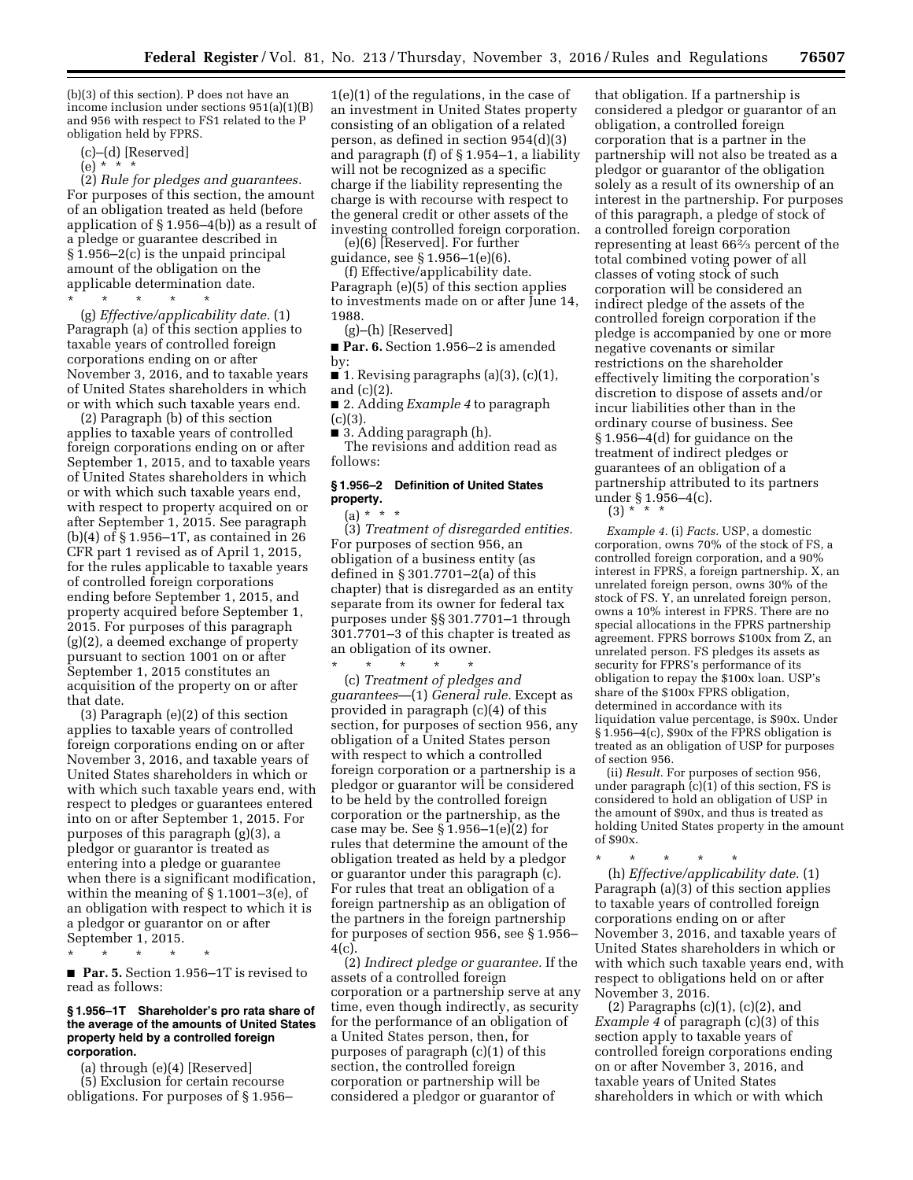(b)(3) of this section). P does not have an income inclusion under sections 951(a)(1)(B) and 956 with respect to FS1 related to the P obligation held by FPRS.

(c)–(d) [Reserved]

(e) * * *

(2) *Rule for pledges and guarantees.* For purposes of this section, the amount of an obligation treated as held (before application of § 1.956–4(b)) as a result of a pledge or guarantee described in § 1.956–2(c) is the unpaid principal amount of the obligation on the applicable determination date.

\* \* \* \* \*

(g) *Effective/applicability date.* (1) Paragraph (a) of this section applies to taxable years of controlled foreign corporations ending on or after November 3, 2016, and to taxable years of United States shareholders in which or with which such taxable years end.

(2) Paragraph (b) of this section applies to taxable years of controlled foreign corporations ending on or after September 1, 2015, and to taxable years of United States shareholders in which or with which such taxable years end, with respect to property acquired on or after September 1, 2015. See paragraph (b)(4) of § 1.956–1T, as contained in 26 CFR part 1 revised as of April 1, 2015, for the rules applicable to taxable years of controlled foreign corporations ending before September 1, 2015, and property acquired before September 1, 2015. For purposes of this paragraph (g)(2), a deemed exchange of property pursuant to section 1001 on or after September 1, 2015 constitutes an acquisition of the property on or after that date.

(3) Paragraph (e)(2) of this section applies to taxable years of controlled foreign corporations ending on or after November 3, 2016, and taxable years of United States shareholders in which or with which such taxable years end, with respect to pledges or guarantees entered into on or after September 1, 2015. For purposes of this paragraph (g)(3), a pledgor or guarantor is treated as entering into a pledge or guarantee when there is a significant modification, within the meaning of § 1.1001–3(e), of an obligation with respect to which it is a pledgor or guarantor on or after September 1, 2015.

\* \* \* \* \*

■ **Par. 5.** Section 1.956–1T is revised to read as follows:

### § 1.956–1T Shareholder's pro rata share of the average of the amounts of United States property held by a controlled foreign corporation.

(a) through (e)(4) [Reserved]

(5) Exclusion for certain recourse obligations. For purposes of § 1.956–1(e)(1) of the regulations, in the case of an investment in United States property consisting of an obligation of a related person, as defined in section 954(d)(3) and paragraph (f) of § 1.954–1, a liability will not be recognized as a specific charge if the liability representing the charge is with recourse with respect to the general credit or other assets of the investing controlled foreign corporation.

(e)(6) [Reserved]. For further guidance, see § 1.956–1(e)(6).

(f) Effective/applicability date. Paragraph (e)(5) of this section applies to investments made on or after June 14, 1988.

(g)–(h) [Reserved]

■ **Par. 6.** Section 1.956–2 is amended by:

■ 1. Revising paragraphs (a)(3), (c)(1), and (c)(2).

■ 2. Adding *Example 4* to paragraph (c)(3).

■ 3. Adding paragraph (h).

The revisions and addition read as follows:

### § 1.956–2 Definition of United States property.

(a) * * *

(3) *Treatment of disregarded entities.* For purposes of section 956, an obligation of a business entity (as defined in § 301.7701–2(a) of this chapter) that is disregarded as an entity separate from its owner for federal tax purposes under §§ 301.7701–1 through 301.7701–3 of this chapter is treated as an obligation of its owner.

\* \* \* \* \*

(c) *Treatment of pledges and guarantees*—(1) *General rule.* Except as provided in paragraph (c)(4) of this section, for purposes of section 956, any obligation of a United States person with respect to which a controlled foreign corporation or a partnership is a pledgor or guarantor will be considered to be held by the controlled foreign corporation or the partnership, as the case may be. See § 1.956–1(e)(2) for rules that determine the amount of the obligation treated as held by a pledgor or guarantor under this paragraph (c). For rules that treat an obligation of a foreign partnership as an obligation of the partners in the foreign partnership for purposes of section 956, see § 1.956–4(c).

(2) *Indirect pledge or guarantee.* If the assets of a controlled foreign corporation or a partnership serve at any time, even though indirectly, as security for the performance of an obligation of a United States person, then, for purposes of paragraph (c)(1) of this section, the controlled foreign corporation or partnership will be considered a pledgor or guarantor of that obligation. If a partnership is considered a pledgor or guarantor of an obligation, a controlled foreign corporation that is a partner in the partnership will not also be treated as a pledgor or guarantor of the obligation solely as a result of its ownership of an interest in the partnership. For purposes of this paragraph, a pledge of stock of a controlled foreign corporation representing at least 66⅔ percent of the total combined voting power of all classes of voting stock of such corporation will be considered an indirect pledge of the assets of the controlled foreign corporation if the pledge is accompanied by one or more negative covenants or similar restrictions on the shareholder effectively limiting the corporation's discretion to dispose of assets and/or incur liabilities other than in the ordinary course of business. See § 1.956–4(d) for guidance on the treatment of indirect pledges or guarantees of an obligation of a partnership attributed to its partners under § 1.956–4(c).

(3) * * *

*Example 4.* (i) *Facts.* USP, a domestic corporation, owns 70% of the stock of FS, a controlled foreign corporation, and a 90% interest in FPRS, a foreign partnership. X, an unrelated foreign person, owns 30% of the stock of FS. Y, an unrelated foreign person, owns a 10% interest in FPRS. There are no special allocations in the FPRS partnership agreement. FPRS borrows $100x from Z, an unrelated person. FS pledges its assets as security for FPRS's performance of its obligation to repay the $100x loan. USP's share of the $100x FPRS obligation, determined in accordance with its liquidation value percentage, is $90x. Under § 1.956–4(c), $90x of the FPRS obligation is treated as an obligation of USP for purposes of section 956.

(ii) *Result.* For purposes of section 956, under paragraph (c)(1) of this section, FS is considered to hold an obligation of USP in the amount of $90x, and thus is treated as holding United States property in the amount of $90x.

\* \* \* \* \*

(h) *Effective/applicability date.* (1) Paragraph (a)(3) of this section applies to taxable years of controlled foreign corporations ending on or after November 3, 2016, and taxable years of United States shareholders in which or with which such taxable years end, with respect to obligations held on or after November 3, 2016.

(2) Paragraphs (c)(1), (c)(2), and *Example 4* of paragraph (c)(3) of this section apply to taxable years of controlled foreign corporations ending on or after November 3, 2016, and taxable years of United States shareholders in which or with which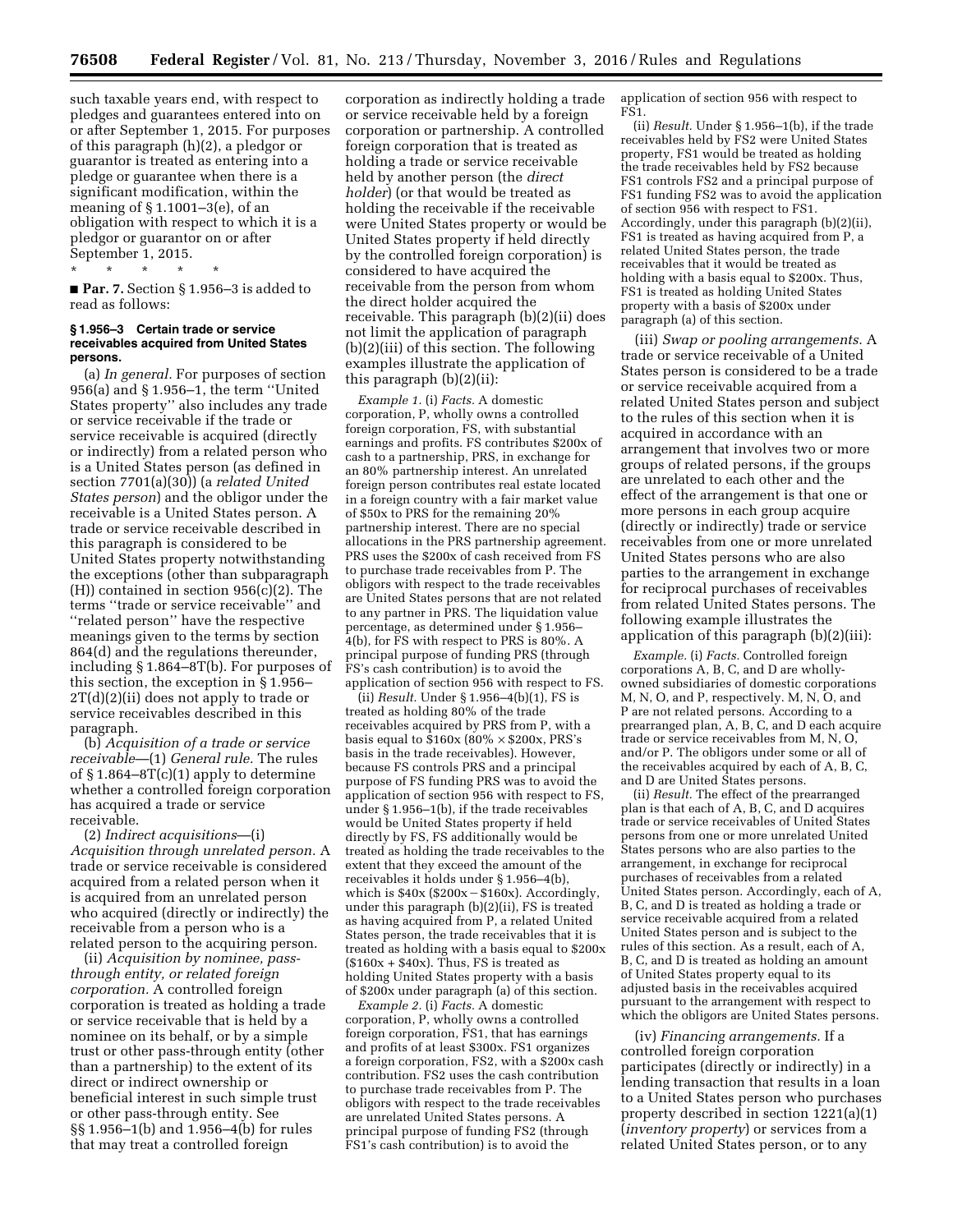such taxable years end, with respect to pledges and guarantees entered into on or after September 1, 2015. For purposes of this paragraph (h)(2), a pledgor or guarantor is treated as entering into a pledge or guarantee when there is a significant modification, within the meaning of § 1.1001–3(e), of an obligation with respect to which it is a pledgor or guarantor on or after September 1, 2015.

\* \* \* \* \*

■ **Par. 7.** Section § 1.956–3 is added to read as follows:

**§ 1.956–3 Certain trade or service receivables acquired from United States persons.**

(a) *In general.* For purposes of section 956(a) and § 1.956–1, the term ''United States property'' also includes any trade or service receivable if the trade or service receivable is acquired (directly or indirectly) from a related person who is a United States person (as defined in section 7701(a)(30)) (a *related United States person*) and the obligor under the receivable is a United States person. A trade or service receivable described in this paragraph is considered to be United States property notwithstanding the exceptions (other than subparagraph (H)) contained in section 956(c)(2). The terms ''trade or service receivable'' and ''related person'' have the respective meanings given to the terms by section 864(d) and the regulations thereunder, including § 1.864–8T(b). For purposes of this section, the exception in § 1.956–2T(d)(2)(ii) does not apply to trade or service receivables described in this paragraph.

(b) *Acquisition of a trade or service receivable*—(1) *General rule.* The rules of § 1.864–8T(c)(1) apply to determine whether a controlled foreign corporation has acquired a trade or service receivable.

(2) *Indirect acquisitions*—(i) *Acquisition through unrelated person.* A trade or service receivable is considered acquired from a related person when it is acquired from an unrelated person who acquired (directly or indirectly) the receivable from a person who is a related person to the acquiring person.

(ii) *Acquisition by nominee, pass-through entity, or related foreign corporation.* A controlled foreign corporation is treated as holding a trade or service receivable that is held by a nominee on its behalf, or by a simple trust or other pass-through entity (other than a partnership) to the extent of its direct or indirect ownership or beneficial interest in such simple trust or other pass-through entity. See §§ 1.956–1(b) and 1.956–4(b) for rules that may treat a controlled foreign corporation as indirectly holding a trade or service receivable held by a foreign corporation or partnership. A controlled foreign corporation that is treated as holding a trade or service receivable held by another person (the *direct holder*) (or that would be treated as holding the receivable if the receivable were United States property or would be United States property if held directly by the controlled foreign corporation) is considered to have acquired the receivable from the person from whom the direct holder acquired the receivable. This paragraph (b)(2)(ii) does not limit the application of paragraph (b)(2)(iii) of this section. The following examples illustrate the application of this paragraph (b)(2)(ii):

*Example 1.* (i) *Facts.* A domestic corporation, P, wholly owns a controlled foreign corporation, FS, with substantial earnings and profits. FS contributes $200x of cash to a partnership, PRS, in exchange for an 80% partnership interest. An unrelated foreign person contributes real estate located in a foreign country with a fair market value of $50x to PRS for the remaining 20% partnership interest. There are no special allocations in the PRS partnership agreement. PRS uses the $200x of cash received from FS to purchase trade receivables from P. The obligors with respect to the trade receivables are United States persons that are not related to any partner in PRS. The liquidation value percentage, as determined under § 1.956–4(b), for FS with respect to PRS is 80%. A principal purpose of funding PRS (through FS's cash contribution) is to avoid the application of section 956 with respect to FS.

(ii) *Result.* Under § 1.956–4(b)(1), FS is treated as holding 80% of the trade receivables acquired by PRS from P, with a basis equal to $160x (80% × $200x, PRS's basis in the trade receivables). However, because FS controls PRS and a principal purpose of FS funding PRS was to avoid the application of section 956 with respect to FS, under § 1.956–1(b), if the trade receivables would be United States property if held directly by FS, FS additionally would be treated as holding the trade receivables to the extent that they exceed the amount of the receivables it holds under § 1.956–4(b), which is $40x ($200x − $160x). Accordingly, under this paragraph (b)(2)(ii), FS is treated as having acquired from P, a related United States person, the trade receivables that it is treated as holding with a basis equal to $200x ($160x + $40x). Thus, FS is treated as holding United States property with a basis of $200x under paragraph (a) of this section.

*Example 2.* (i) *Facts.* A domestic corporation, P, wholly owns a controlled foreign corporation, FS1, that has earnings and profits of at least $300x. FS1 organizes a foreign corporation, FS2, with a $200x cash contribution. FS2 uses the cash contribution to purchase trade receivables from P. The obligors with respect to the trade receivables are unrelated United States persons. A principal purpose of funding FS2 (through FS1's cash contribution) is to avoid the application of section 956 with respect to FS1.

(ii) *Result.* Under § 1.956–1(b), if the trade receivables held by FS2 were United States property, FS1 would be treated as holding the trade receivables held by FS2 because FS1 controls FS2 and a principal purpose of FS1 funding FS2 was to avoid the application of section 956 with respect to FS1. Accordingly, under this paragraph (b)(2)(ii), FS1 is treated as having acquired from P, a related United States person, the trade receivables that it would be treated as holding with a basis equal to $200x. Thus, FS1 is treated as holding United States property with a basis of $200x under paragraph (a) of this section.

(iii) *Swap or pooling arrangements.* A trade or service receivable of a United States person is considered to be a trade or service receivable acquired from a related United States person and subject to the rules of this section when it is acquired in accordance with an arrangement that involves two or more groups of related persons, if the groups are unrelated to each other and the effect of the arrangement is that one or more persons in each group acquire (directly or indirectly) trade or service receivables from one or more unrelated United States persons who are also parties to the arrangement in exchange for reciprocal purchases of receivables from related United States persons. The following example illustrates the application of this paragraph (b)(2)(iii):

*Example.* (i) *Facts.* Controlled foreign corporations A, B, C, and D are wholly-owned subsidiaries of domestic corporations M, N, O, and P, respectively. M, N, O, and P are not related persons. According to a prearranged plan, A, B, C, and D each acquire trade or service receivables from M, N, O, and/or P. The obligors under some or all of the receivables acquired by each of A, B, C, and D are United States persons.

(ii) *Result.* The effect of the prearranged plan is that each of A, B, C, and D acquires trade or service receivables of United States persons from one or more unrelated United States persons who are also parties to the arrangement, in exchange for reciprocal purchases of receivables from a related United States person. Accordingly, each of A, B, C, and D is treated as holding a trade or service receivable acquired from a related United States person and is subject to the rules of this section. As a result, each of A, B, C, and D is treated as holding an amount of United States property equal to its adjusted basis in the receivables acquired pursuant to the arrangement with respect to which the obligors are United States persons.

(iv) *Financing arrangements.* If a controlled foreign corporation participates (directly or indirectly) in a lending transaction that results in a loan to a United States person who purchases property described in section 1221(a)(1) (*inventory property*) or services from a related United States person, or to any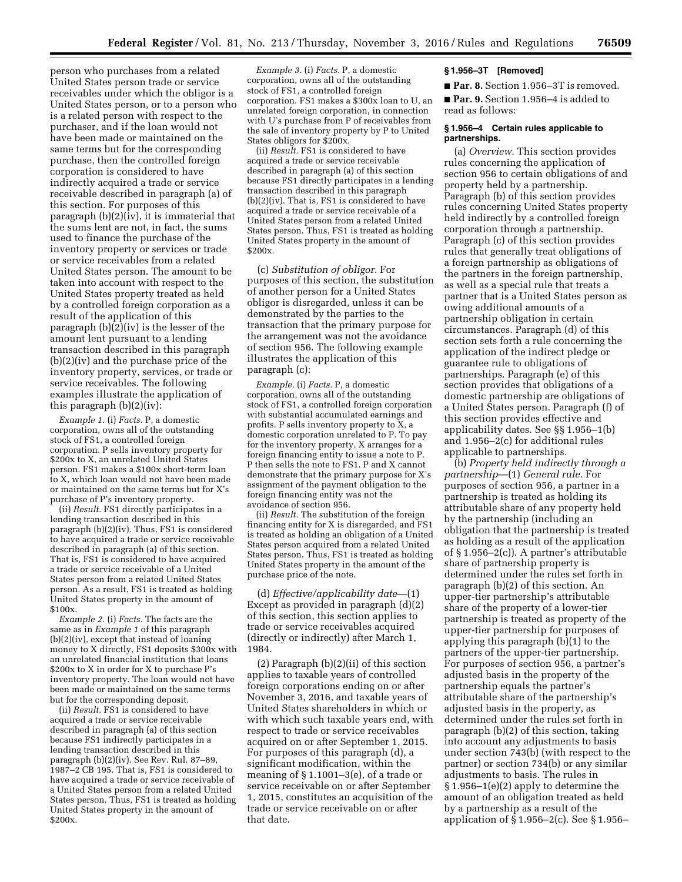person who purchases from a related United States person trade or service receivables under which the obligor is a United States person, or to a person who is a related person with respect to the purchaser, and if the loan would not have been made or maintained on the same terms but for the corresponding purchase, then the controlled foreign corporation is considered to have indirectly acquired a trade or service receivable described in paragraph (a) of this section. For purposes of this paragraph (b)(2)(iv), it is immaterial that the sums lent are not, in fact, the sums used to finance the purchase of the inventory property or services or trade or service receivables from a related United States person. The amount to be taken into account with respect to the United States property treated as held by a controlled foreign corporation as a result of the application of this paragraph (b)(2)(iv) is the lesser of the amount lent pursuant to a lending transaction described in this paragraph (b)(2)(iv) and the purchase price of the inventory property, services, or trade or service receivables. The following examples illustrate the application of this paragraph (b)(2)(iv):

*Example 1.* (i) *Facts.* P, a domestic corporation, owns all of the outstanding stock of FS1, a controlled foreign corporation. P sells inventory property for $200x to X, an unrelated United States person. FS1 makes a $100x short-term loan to X, which loan would not have been made or maintained on the same terms but for X's purchase of P's inventory property.

(ii) *Result.* FS1 directly participates in a lending transaction described in this paragraph (b)(2)(iv). Thus, FS1 is considered to have acquired a trade or service receivable described in paragraph (a) of this section. That is, FS1 is considered to have acquired a trade or service receivable of a United States person from a related United States person. As a result, FS1 is treated as holding United States property in the amount of $100x.

*Example 2.* (i) *Facts.* The facts are the same as in *Example 1* of this paragraph (b)(2)(iv), except that instead of loaning money to X directly, FS1 deposits $300x with an unrelated financial institution that loans $200x to X in order for X to purchase P's inventory property. The loan would not have been made or maintained on the same terms but for the corresponding deposit.

(ii) *Result.* FS1 is considered to have acquired a trade or service receivable described in paragraph (a) of this section because FS1 indirectly participates in a lending transaction described in this paragraph (b)(2)(iv). See Rev. Rul. 87–89, 1987–2 CB 195. That is, FS1 is considered to have acquired a trade or service receivable of a United States person from a related United States person. Thus, FS1 is treated as holding United States property in the amount of $200x.

*Example 3.* (i) *Facts.* P, a domestic corporation, owns all of the outstanding stock of FS1, a controlled foreign corporation. FS1 makes a $300x loan to U, an unrelated foreign corporation, in connection with U's purchase from P of receivables from the sale of inventory property by P to United States obligors for $200x.

(ii) *Result.* FS1 is considered to have acquired a trade or service receivable described in paragraph (a) of this section because FS1 directly participates in a lending transaction described in this paragraph (b)(2)(iv). That is, FS1 is considered to have acquired a trade or service receivable of a United States person from a related United States person. Thus, FS1 is treated as holding United States property in the amount of $200x.

(c) *Substitution of obligor.* For purposes of this section, the substitution of another person for a United States obligor is disregarded, unless it can be demonstrated by the parties to the transaction that the primary purpose for the arrangement was not the avoidance of section 956. The following example illustrates the application of this paragraph (c):

*Example.* (i) *Facts.* P, a domestic corporation, owns all of the outstanding stock of FS1, a controlled foreign corporation with substantial accumulated earnings and profits. P sells inventory property to X, a domestic corporation unrelated to P. To pay for the inventory property, X arranges for a foreign financing entity to issue a note to P. P then sells the note to FS1. P and X cannot demonstrate that the primary purpose for X's assignment of the payment obligation to the foreign financing entity was not the avoidance of section 956.

(ii) *Result.* The substitution of the foreign financing entity for X is disregarded, and FS1 is treated as holding an obligation of a United States person acquired from a related United States person. Thus, FS1 is treated as holding United States property in the amount of the purchase price of the note.

(d) *Effective/applicability date*—(1) Except as provided in paragraph (d)(2) of this section, this section applies to trade or service receivables acquired (directly or indirectly) after March 1, 1984.

(2) Paragraph (b)(2)(ii) of this section applies to taxable years of controlled foreign corporations ending on or after November 3, 2016, and taxable years of United States shareholders in which or with which such taxable years end, with respect to trade or service receivables acquired on or after September 1, 2015. For purposes of this paragraph (d), a significant modification, within the meaning of § 1.1001–3(e), of a trade or service receivable on or after September 1, 2015, constitutes an acquisition of the trade or service receivable on or after that date.

**§ 1.956–3T [Removed]**

■ **Par. 8.** Section 1.956–3T is removed.

■ **Par. 9.** Section 1.956–4 is added to read as follows:

**§ 1.956–4 Certain rules applicable to partnerships.**

(a) *Overview.* This section provides rules concerning the application of section 956 to certain obligations of and property held by a partnership. Paragraph (b) of this section provides rules concerning United States property held indirectly by a controlled foreign corporation through a partnership. Paragraph (c) of this section provides rules that generally treat obligations of a foreign partnership as obligations of the partners in the foreign partnership, as well as a special rule that treats a partner that is a United States person as owing additional amounts of a partnership obligation in certain circumstances. Paragraph (d) of this section sets forth a rule concerning the application of the indirect pledge or guarantee rule to obligations of partnerships. Paragraph (e) of this section provides that obligations of a domestic partnership are obligations of a United States person. Paragraph (f) of this section provides effective and applicability dates. See §§ 1.956–1(b) and 1.956–2(c) for additional rules applicable to partnerships.

(b) *Property held indirectly through a partnership*—(1) *General rule.* For purposes of section 956, a partner in a partnership is treated as holding its attributable share of any property held by the partnership (including an obligation that the partnership is treated as holding as a result of the application of § 1.956–2(c)). A partner's attributable share of partnership property is determined under the rules set forth in paragraph (b)(2) of this section. An upper-tier partnership's attributable share of the property of a lower-tier partnership is treated as property of the upper-tier partnership for purposes of applying this paragraph (b)(1) to the partners of the upper-tier partnership. For purposes of section 956, a partner's adjusted basis in the property of the partnership equals the partner's attributable share of the partnership's adjusted basis in the property, as determined under the rules set forth in paragraph (b)(2) of this section, taking into account any adjustments to basis under section 743(b) (with respect to the partner) or section 734(b) or any similar adjustments to basis. The rules in § 1.956–1(e)(2) apply to determine the amount of an obligation treated as held by a partnership as a result of the application of § 1.956–2(c). See § 1.956–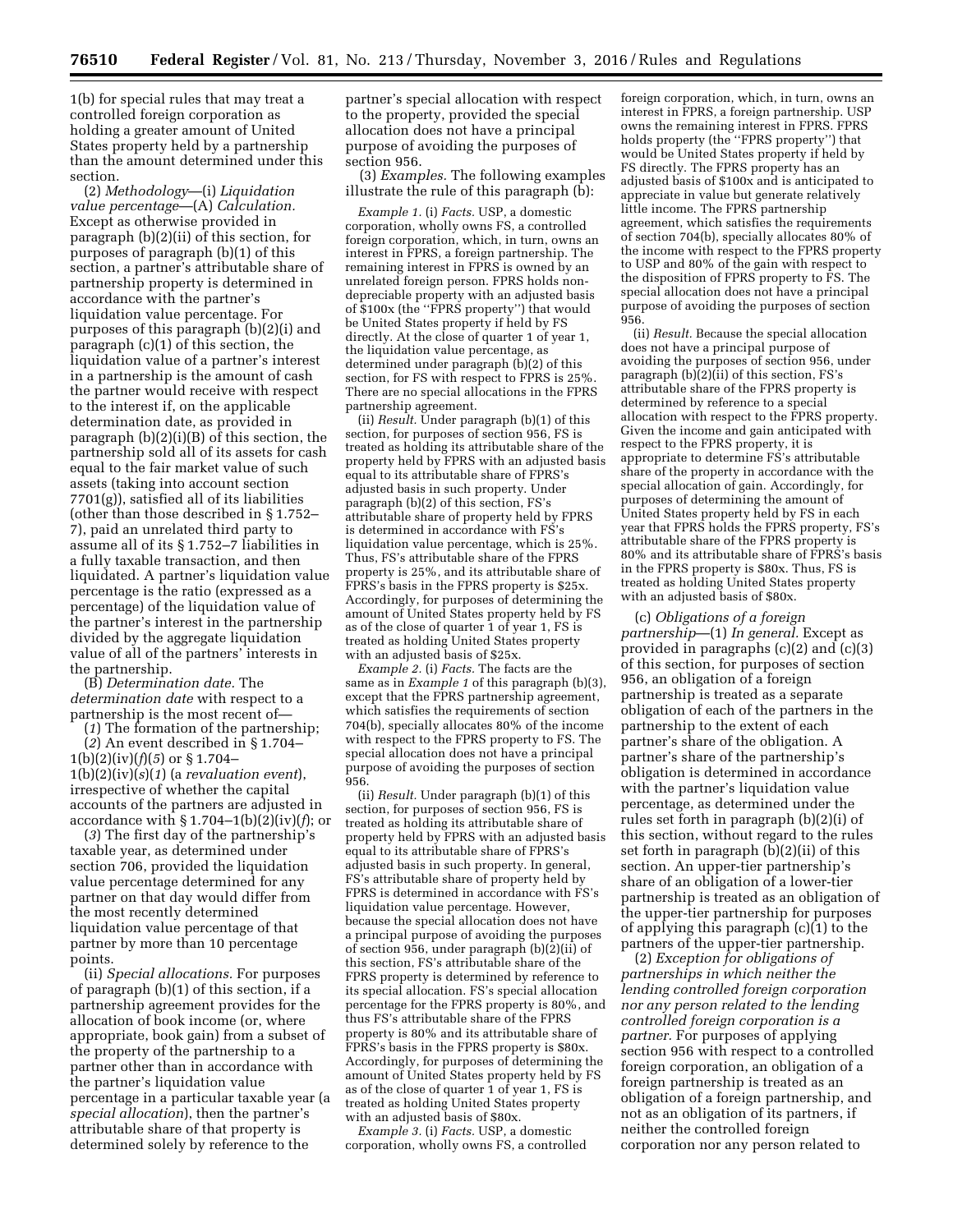1(b) for special rules that may treat a controlled foreign corporation as holding a greater amount of United States property held by a partnership than the amount determined under this section.

(2) *Methodology*—(i) *Liquidation value percentage*—(A) *Calculation.* Except as otherwise provided in paragraph (b)(2)(ii) of this section, for purposes of paragraph (b)(1) of this section, a partner's attributable share of partnership property is determined in accordance with the partner's liquidation value percentage. For purposes of this paragraph (b)(2)(i) and paragraph (c)(1) of this section, the liquidation value of a partner's interest in a partnership is the amount of cash the partner would receive with respect to the interest if, on the applicable determination date, as provided in paragraph (b)(2)(i)(B) of this section, the partnership sold all of its assets for cash equal to the fair market value of such assets (taking into account section 7701(g)), satisfied all of its liabilities (other than those described in § 1.752–7), paid an unrelated third party to assume all of its § 1.752–7 liabilities in a fully taxable transaction, and then liquidated. A partner's liquidation value percentage is the ratio (expressed as a percentage) of the liquidation value of the partner's interest in the partnership divided by the aggregate liquidation value of all of the partners' interests in the partnership.

(B) *Determination date.* The *determination date* with respect to a partnership is the most recent of—

(*1*) The formation of the partnership;

(*2*) An event described in § 1.704–1(b)(2)(iv)(*f*)(*5*) or § 1.704–1(b)(2)(iv)(*s*)(*1*) (a *revaluation event*), irrespective of whether the capital accounts of the partners are adjusted in accordance with § 1.704–1(b)(2)(iv)(*f*); or

(*3*) The first day of the partnership's taxable year, as determined under section 706, provided the liquidation value percentage determined for any partner on that day would differ from the most recently determined liquidation value percentage of that partner by more than 10 percentage points.

(ii) *Special allocations.* For purposes of paragraph (b)(1) of this section, if a partnership agreement provides for the allocation of book income (or, where appropriate, book gain) from a subset of the property of the partnership to a partner other than in accordance with the partner's liquidation value percentage in a particular taxable year (a *special allocation*), then the partner's attributable share of that property is determined solely by reference to the partner's special allocation with respect to the property, provided the special allocation does not have a principal purpose of avoiding the purposes of section 956.

(3) *Examples.* The following examples illustrate the rule of this paragraph (b):

*Example 1.* (i) *Facts.* USP, a domestic corporation, wholly owns FS, a controlled foreign corporation, which, in turn, owns an interest in FPRS, a foreign partnership. The remaining interest in FPRS is owned by an unrelated foreign person. FPRS holds non-depreciable property with an adjusted basis of $100x (the "FPRS property") that would be United States property if held by FS directly. At the close of quarter 1 of year 1, the liquidation value percentage, as determined under paragraph (b)(2) of this section, for FS with respect to FPRS is 25%. There are no special allocations in the FPRS partnership agreement.

(ii) *Result.* Under paragraph (b)(1) of this section, for purposes of section 956, FS is treated as holding its attributable share of the property held by FPRS with an adjusted basis equal to its attributable share of FPRS's adjusted basis in such property. Under paragraph (b)(2) of this section, FS's attributable share of property held by FPRS is determined in accordance with FS's liquidation value percentage, which is 25%. Thus, FS's attributable share of the FPRS property is 25%, and its attributable share of FPRS's basis in the FPRS property is $25x. Accordingly, for purposes of determining the amount of United States property held by FS as of the close of quarter 1 of year 1, FS is treated as holding United States property with an adjusted basis of $25x.

*Example 2.* (i) *Facts.* The facts are the same as in *Example 1* of this paragraph (b)(3), except that the FPRS partnership agreement, which satisfies the requirements of section 704(b), specially allocates 80% of the income with respect to the FPRS property to FS. The special allocation does not have a principal purpose of avoiding the purposes of section 956.

(ii) *Result.* Under paragraph (b)(1) of this section, for purposes of section 956, FS is treated as holding its attributable share of property held by FPRS with an adjusted basis equal to its attributable share of FPRS's adjusted basis in such property. In general, FS's attributable share of property held by FPRS is determined in accordance with FS's liquidation value percentage. However, because the special allocation does not have a principal purpose of avoiding the purposes of section 956, under paragraph (b)(2)(ii) of this section, FS's attributable share of the FPRS property is determined by reference to its special allocation. FS's special allocation percentage for the FPRS property is 80%, and thus FS's attributable share of the FPRS property is 80% and its attributable share of FPRS's basis in the FPRS property is $80x. Accordingly, for purposes of determining the amount of United States property held by FS as of the close of quarter 1 of year 1, FS is treated as holding United States property with an adjusted basis of $80x.

*Example 3.* (i) *Facts.* USP, a domestic corporation, wholly owns FS, a controlled foreign corporation, which, in turn, owns an interest in FPRS, a foreign partnership. USP owns the remaining interest in FPRS. FPRS holds property (the "FPRS property") that would be United States property if held by FS directly. The FPRS property has an adjusted basis of $100x and is anticipated to appreciate in value but generate relatively little income. The FPRS partnership agreement, which satisfies the requirements of section 704(b), specially allocates 80% of the income with respect to the FPRS property to USP and 80% of the gain with respect to the disposition of FPRS property to FS. The special allocation does not have a principal purpose of avoiding the purposes of section 956.

(ii) *Result.* Because the special allocation does not have a principal purpose of avoiding the purposes of section 956, under paragraph (b)(2)(ii) of this section, FS's attributable share of the FPRS property is determined by reference to a special allocation with respect to the FPRS property. Given the income and gain anticipated with respect to the FPRS property, it is appropriate to determine FS's attributable share of the property in accordance with the special allocation of gain. Accordingly, for purposes of determining the amount of United States property held by FS in each year that FPRS holds the FPRS property, FS's attributable share of the FPRS property is 80% and its attributable share of FPRS's basis in the FPRS property is $80x. Thus, FS is treated as holding United States property with an adjusted basis of $80x.

(c) *Obligations of a foreign partnership*—(1) *In general.* Except as provided in paragraphs (c)(2) and (c)(3) of this section, for purposes of section 956, an obligation of a foreign partnership is treated as a separate obligation of each of the partners in the partnership to the extent of each partner's share of the obligation. A partner's share of the partnership's obligation is determined in accordance with the partner's liquidation value percentage, as determined under the rules set forth in paragraph (b)(2)(i) of this section, without regard to the rules set forth in paragraph (b)(2)(ii) of this section. An upper-tier partnership's share of an obligation of a lower-tier partnership is treated as an obligation of the upper-tier partnership for purposes of applying this paragraph (c)(1) to the partners of the upper-tier partnership.

(2) *Exception for obligations of partnerships in which neither the lending controlled foreign corporation nor any person related to the lending controlled foreign corporation is a partner.* For purposes of applying section 956 with respect to a controlled foreign corporation, an obligation of a foreign partnership is treated as an obligation of a foreign partnership, and not as an obligation of its partners, if neither the controlled foreign corporation nor any person related to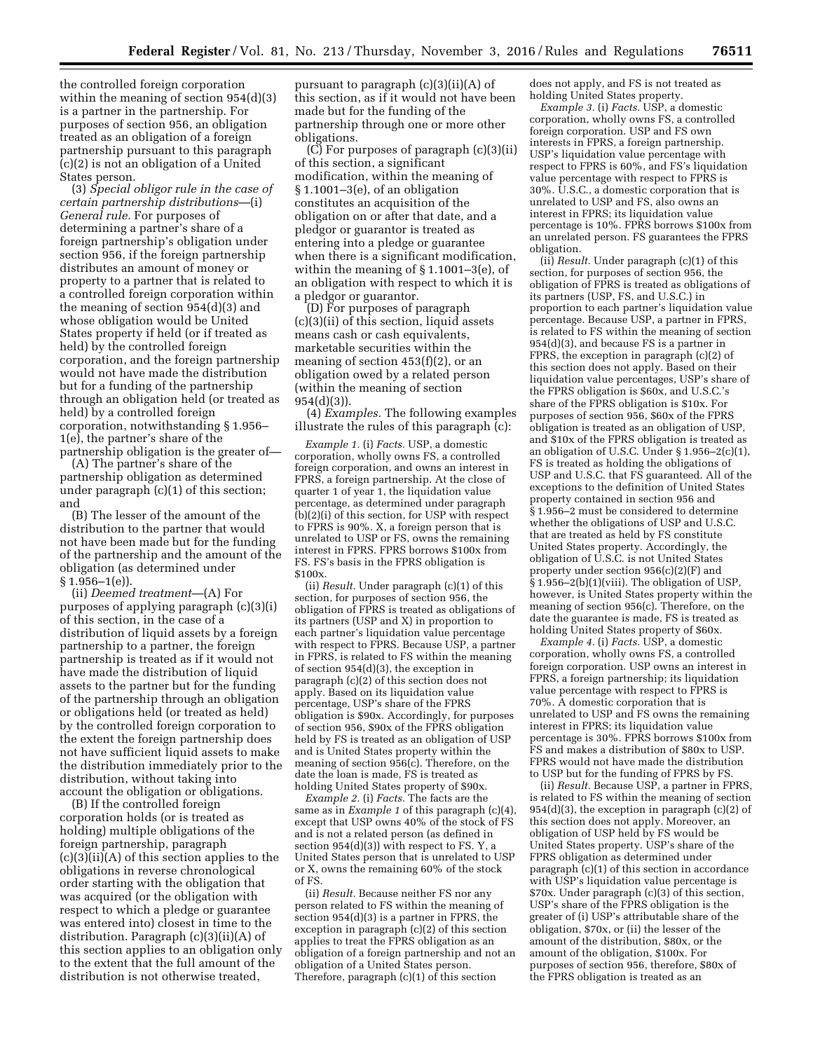the controlled foreign corporation within the meaning of section 954(d)(3) is a partner in the partnership. For purposes of section 956, an obligation treated as an obligation of a foreign partnership pursuant to this paragraph (c)(2) is not an obligation of a United States person.

(3) *Special obligor rule in the case of certain partnership distributions*—(i) *General rule.* For purposes of determining a partner's share of a foreign partnership's obligation under section 956, if the foreign partnership distributes an amount of money or property to a partner that is related to a controlled foreign corporation within the meaning of section 954(d)(3) and whose obligation would be United States property if held (or if treated as held) by the controlled foreign corporation, and the foreign partnership would not have made the distribution but for a funding of the partnership through an obligation held (or treated as held) by a controlled foreign corporation, notwithstanding § 1.956–1(e), the partner's share of the partnership obligation is the greater of—

(A) The partner's share of the partnership obligation as determined under paragraph (c)(1) of this section; and

(B) The lesser of the amount of the distribution to the partner that would not have been made but for the funding of the partnership and the amount of the obligation (as determined under § 1.956–1(e)).

(ii) *Deemed treatment*—(A) For purposes of applying paragraph (c)(3)(i) of this section, in the case of a distribution of liquid assets by a foreign partnership to a partner, the foreign partnership is treated as if it would not have made the distribution of liquid assets to the partner but for the funding of the partnership through an obligation or obligations held (or treated as held) by the controlled foreign corporation to the extent the foreign partnership does not have sufficient liquid assets to make the distribution immediately prior to the distribution, without taking into account the obligation or obligations.

(B) If the controlled foreign corporation holds (or is treated as holding) multiple obligations of the foreign partnership, paragraph (c)(3)(ii)(A) of this section applies to the obligations in reverse chronological order starting with the obligation that was acquired (or the obligation with respect to which a pledge or guarantee was entered into) closest in time to the distribution. Paragraph (c)(3)(ii)(A) of this section applies to an obligation only to the extent that the full amount of the distribution is not otherwise treated, pursuant to paragraph (c)(3)(ii)(A) of this section, as if it would not have been made but for the funding of the partnership through one or more other obligations.

(C) For purposes of paragraph (c)(3)(ii) of this section, a significant modification, within the meaning of § 1.1001–3(e), of an obligation constitutes an acquisition of the obligation on or after that date, and a pledgor or guarantor is treated as entering into a pledge or guarantee when there is a significant modification, within the meaning of § 1.1001–3(e), of an obligation with respect to which it is a pledgor or guarantor.

(D) For purposes of paragraph (c)(3)(ii) of this section, liquid assets means cash or cash equivalents, marketable securities within the meaning of section 453(f)(2), or an obligation owed by a related person (within the meaning of section 954(d)(3)).

(4) *Examples.* The following examples illustrate the rules of this paragraph (c):

*Example 1.* (i) *Facts.* USP, a domestic corporation, wholly owns FS, a controlled foreign corporation, and owns an interest in FPRS, a foreign partnership. At the close of quarter 1 of year 1, the liquidation value percentage, as determined under paragraph (b)(2)(i) of this section, for USP with respect to FPRS is 90%. X, a foreign person that is unrelated to USP or FS, owns the remaining interest in FPRS. FPRS borrows $100x from FS. FS's basis in the FPRS obligation is $100x.

(ii) *Result.* Under paragraph (c)(1) of this section, for purposes of section 956, the obligation of FPRS is treated as obligations of its partners (USP and X) in proportion to each partner's liquidation value percentage with respect to FPRS. Because USP, a partner in FPRS, is related to FS within the meaning of section 954(d)(3), the exception in paragraph (c)(2) of this section does not apply. Based on its liquidation value percentage, USP's share of the FPRS obligation is $90x. Accordingly, for purposes of section 956, $90x of the FPRS obligation held by FS is treated as an obligation of USP and is United States property within the meaning of section 956(c). Therefore, on the date the loan is made, FS is treated as holding United States property of $90x.

*Example 2.* (i) *Facts.* The facts are the same as in *Example 1* of this paragraph (c)(4), except that USP owns 40% of the stock of FS and is not a related person (as defined in section 954(d)(3)) with respect to FS. Y, a United States person that is unrelated to USP or X, owns the remaining 60% of the stock of FS.

(ii) *Result.* Because neither FS nor any person related to FS within the meaning of section 954(d)(3) is a partner in FPRS, the exception in paragraph (c)(2) of this section applies to treat the FPRS obligation as an obligation of a foreign partnership and not an obligation of a United States person. Therefore, paragraph (c)(1) of this section does not apply, and FS is not treated as holding United States property.

*Example 3.* (i) *Facts.* USP, a domestic corporation, wholly owns FS, a controlled foreign corporation. USP and FS own interests in FPRS, a foreign partnership. USP's liquidation value percentage with respect to FPRS is 60%, and FS's liquidation value percentage with respect to FPRS is 30%. U.S.C., a domestic corporation that is unrelated to USP and FS, also owns an interest in FPRS; its liquidation value percentage is 10%. FPRS borrows $100x from an unrelated person. FS guarantees the FPRS obligation.

(ii) *Result.* Under paragraph (c)(1) of this section, for purposes of section 956, the obligation of FPRS is treated as obligations of its partners (USP, FS, and U.S.C.) in proportion to each partner's liquidation value percentage. Because USP, a partner in FPRS, is related to FS within the meaning of section 954(d)(3), and because FS is a partner in FPRS, the exception in paragraph (c)(2) of this section does not apply. Based on their liquidation value percentages, USP's share of the FPRS obligation is $60x, and U.S.C.'s share of the FPRS obligation is $10x. For purposes of section 956, $60x of the FPRS obligation is treated as an obligation of USP, and $10x of the FPRS obligation is treated as an obligation of U.S.C. Under § 1.956–2(c)(1), FS is treated as holding the obligations of USP and U.S.C. that FS guaranteed. All of the exceptions to the definition of United States property contained in section 956 and § 1.956–2 must be considered to determine whether the obligations of USP and U.S.C. that are treated as held by FS constitute United States property. Accordingly, the obligation of U.S.C. is not United States property under section 956(c)(2)(F) and § 1.956–2(b)(1)(viii). The obligation of USP, however, is United States property within the meaning of section 956(c). Therefore, on the date the guarantee is made, FS is treated as holding United States property of $60x.

*Example 4.* (i) *Facts.* USP, a domestic corporation, wholly owns FS, a controlled foreign corporation. USP owns an interest in FPRS, a foreign partnership; its liquidation value percentage with respect to FPRS is 70%. A domestic corporation that is unrelated to USP and FS owns the remaining interest in FPRS; its liquidation value percentage is 30%. FPRS borrows $100x from FS and makes a distribution of $80x to USP. FPRS would not have made the distribution to USP but for the funding of FPRS by FS.

(ii) *Result.* Because USP, a partner in FPRS, is related to FS within the meaning of section 954(d)(3), the exception in paragraph (c)(2) of this section does not apply. Moreover, an obligation of USP held by FS would be United States property. USP's share of the FPRS obligation as determined under paragraph (c)(1) of this section in accordance with USP's liquidation value percentage is $70x. Under paragraph (c)(3) of this section, USP's share of the FPRS obligation is the greater of (i) USP's attributable share of the obligation, $70x, or (ii) the lesser of the amount of the distribution, $80x, or the amount of the obligation, $100x. For purposes of section 956, therefore, $80x of the FPRS obligation is treated as an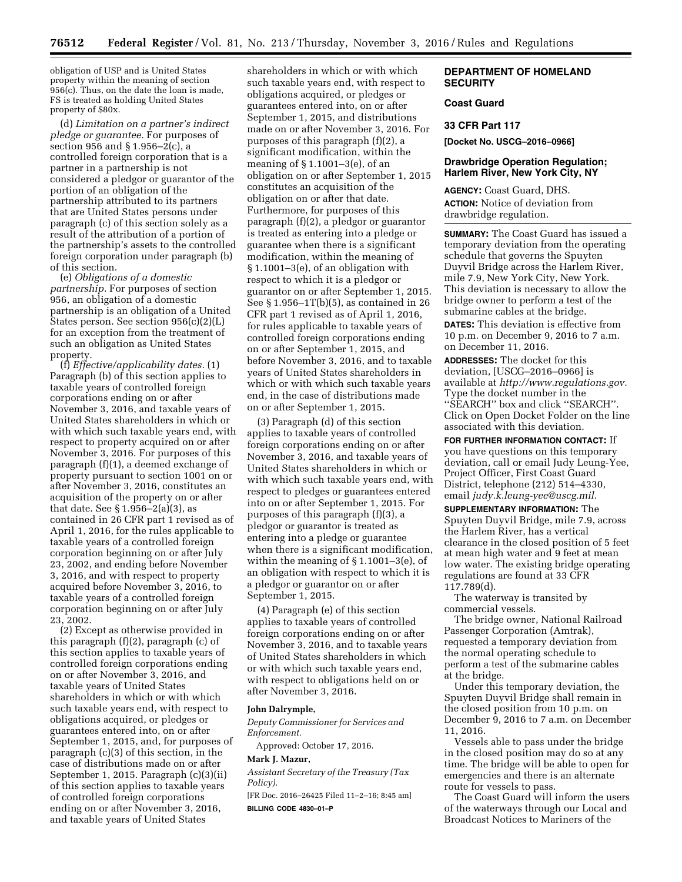obligation of USP and is United States property within the meaning of section 956(c). Thus, on the date the loan is made, FS is treated as holding United States property of $80x.

(d) *Limitation on a partner's indirect pledge or guarantee.* For purposes of section 956 and § 1.956–2(c), a controlled foreign corporation that is a partner in a partnership is not considered a pledgor or guarantor of the portion of an obligation of the partnership attributed to its partners that are United States persons under paragraph (c) of this section solely as a result of the attribution of a portion of the partnership's assets to the controlled foreign corporation under paragraph (b) of this section.

(e) *Obligations of a domestic partnership.* For purposes of section 956, an obligation of a domestic partnership is an obligation of a United States person. See section 956(c)(2)(L) for an exception from the treatment of such an obligation as United States property.

(f) *Effective/applicability dates.* (1) Paragraph (b) of this section applies to taxable years of controlled foreign corporations ending on or after November 3, 2016, and taxable years of United States shareholders in which or with which such taxable years end, with respect to property acquired on or after November 3, 2016. For purposes of this paragraph (f)(1), a deemed exchange of property pursuant to section 1001 on or after November 3, 2016, constitutes an acquisition of the property on or after that date. See § 1.956–2(a)(3), as contained in 26 CFR part 1 revised as of April 1, 2016, for the rules applicable to taxable years of a controlled foreign corporation beginning on or after July 23, 2002, and ending before November 3, 2016, and with respect to property acquired before November 3, 2016, to taxable years of a controlled foreign corporation beginning on or after July 23, 2002.

(2) Except as otherwise provided in this paragraph (f)(2), paragraph (c) of this section applies to taxable years of controlled foreign corporations ending on or after November 3, 2016, and taxable years of United States shareholders in which or with which such taxable years end, with respect to obligations acquired, or pledges or guarantees entered into, on or after September 1, 2015, and, for purposes of paragraph (c)(3) of this section, in the case of distributions made on or after September 1, 2015. Paragraph (c)(3)(ii) of this section applies to taxable years of controlled foreign corporations ending on or after November 3, 2016, and taxable years of United States shareholders in which or with which such taxable years end, with respect to obligations acquired, or pledges or guarantees entered into, on or after September 1, 2015, and distributions made on or after November 3, 2016. For purposes of this paragraph (f)(2), a significant modification, within the meaning of § 1.1001–3(e), of an obligation on or after September 1, 2015 constitutes an acquisition of the obligation on or after that date. Furthermore, for purposes of this paragraph (f)(2), a pledgor or guarantor is treated as entering into a pledge or guarantee when there is a significant modification, within the meaning of § 1.1001–3(e), of an obligation with respect to which it is a pledgor or guarantor on or after September 1, 2015. See § 1.956–1T(b)(5), as contained in 26 CFR part 1 revised as of April 1, 2016, for rules applicable to taxable years of controlled foreign corporations ending on or after September 1, 2015, and before November 3, 2016, and to taxable years of United States shareholders in which or with which such taxable years end, in the case of distributions made on or after September 1, 2015.

(3) Paragraph (d) of this section applies to taxable years of controlled foreign corporations ending on or after November 3, 2016, and taxable years of United States shareholders in which or with which such taxable years end, with respect to pledges or guarantees entered into on or after September 1, 2015. For purposes of this paragraph (f)(3), a pledgor or guarantor is treated as entering into a pledge or guarantee when there is a significant modification, within the meaning of § 1.1001–3(e), of an obligation with respect to which it is a pledgor or guarantor on or after September 1, 2015.

(4) Paragraph (e) of this section applies to taxable years of controlled foreign corporations ending on or after November 3, 2016, and to taxable years of United States shareholders in which or with which such taxable years end, with respect to obligations held on or after November 3, 2016.

**John Dalrymple,**

*Deputy Commissioner for Services and Enforcement.*

Approved: October 17, 2016.

**Mark J. Mazur,**

*Assistant Secretary of the Treasury (Tax Policy).*

[FR Doc. 2016–26425 Filed 11–2–16; 8:45 am]

**BILLING CODE 4830–01–P**

## DEPARTMENT OF HOMELAND SECURITY

### Coast Guard

### 33 CFR Part 117

**[Docket No. USCG–2016–0966]**

### Drawbridge Operation Regulation; Harlem River, New York City, NY

**AGENCY:** Coast Guard, DHS.

**ACTION:** Notice of deviation from drawbridge regulation.

**SUMMARY:** The Coast Guard has issued a temporary deviation from the operating schedule that governs the Spuyten Duyvil Bridge across the Harlem River, mile 7.9, New York City, New York. This deviation is necessary to allow the bridge owner to perform a test of the submarine cables at the bridge.

**DATES:** This deviation is effective from 10 p.m. on December 9, 2016 to 7 a.m. on December 11, 2016.

**ADDRESSES:** The docket for this deviation, [USCG–2016–0966] is available at *http://www.regulations.gov.* Type the docket number in the ''SEARCH'' box and click ''SEARCH''. Click on Open Docket Folder on the line associated with this deviation.

**FOR FURTHER INFORMATION CONTACT:** If you have questions on this temporary deviation, call or email Judy Leung-Yee, Project Officer, First Coast Guard District, telephone (212) 514–4330, email *judy.k.leung-yee@uscg.mil.*

**SUPPLEMENTARY INFORMATION:** The Spuyten Duyvil Bridge, mile 7.9, across the Harlem River, has a vertical clearance in the closed position of 5 feet at mean high water and 9 feet at mean low water. The existing bridge operating regulations are found at 33 CFR 117.789(d).

The waterway is transited by commercial vessels.

The bridge owner, National Railroad Passenger Corporation (Amtrak), requested a temporary deviation from the normal operating schedule to perform a test of the submarine cables at the bridge.

Under this temporary deviation, the Spuyten Duyvil Bridge shall remain in the closed position from 10 p.m. on December 9, 2016 to 7 a.m. on December 11, 2016.

Vessels able to pass under the bridge in the closed position may do so at any time. The bridge will be able to open for emergencies and there is an alternate route for vessels to pass.

The Coast Guard will inform the users of the waterways through our Local and Broadcast Notices to Mariners of the